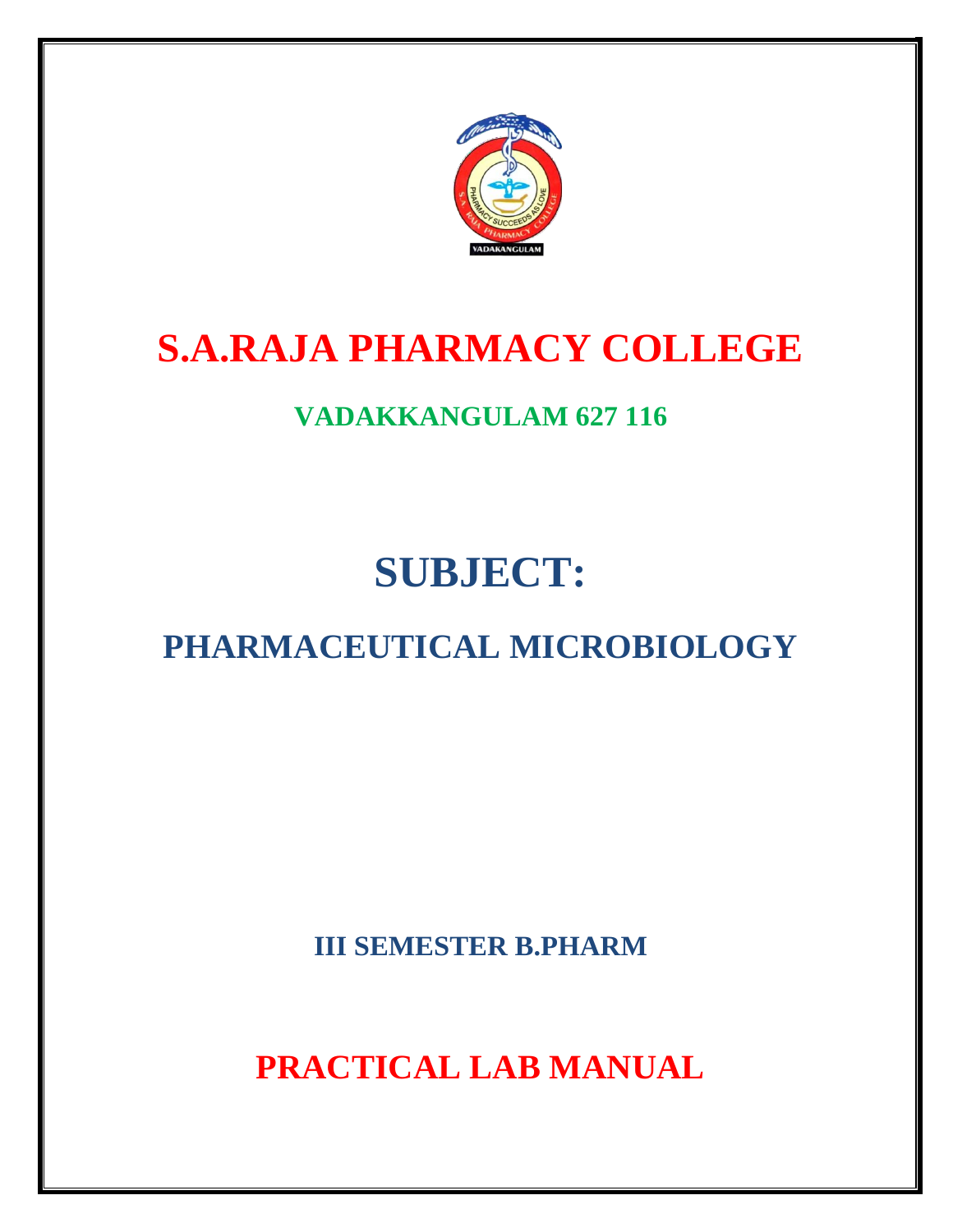# S.A.RAJA PHARMACY COLLEGE

## VADAKKANGULAM 627 116

# SUBJECT:

## PHARMACEUTICAL MICROBIOLOGY

**III SEMESTER B.PHARM**

# PRACTICAL LAB MANUAL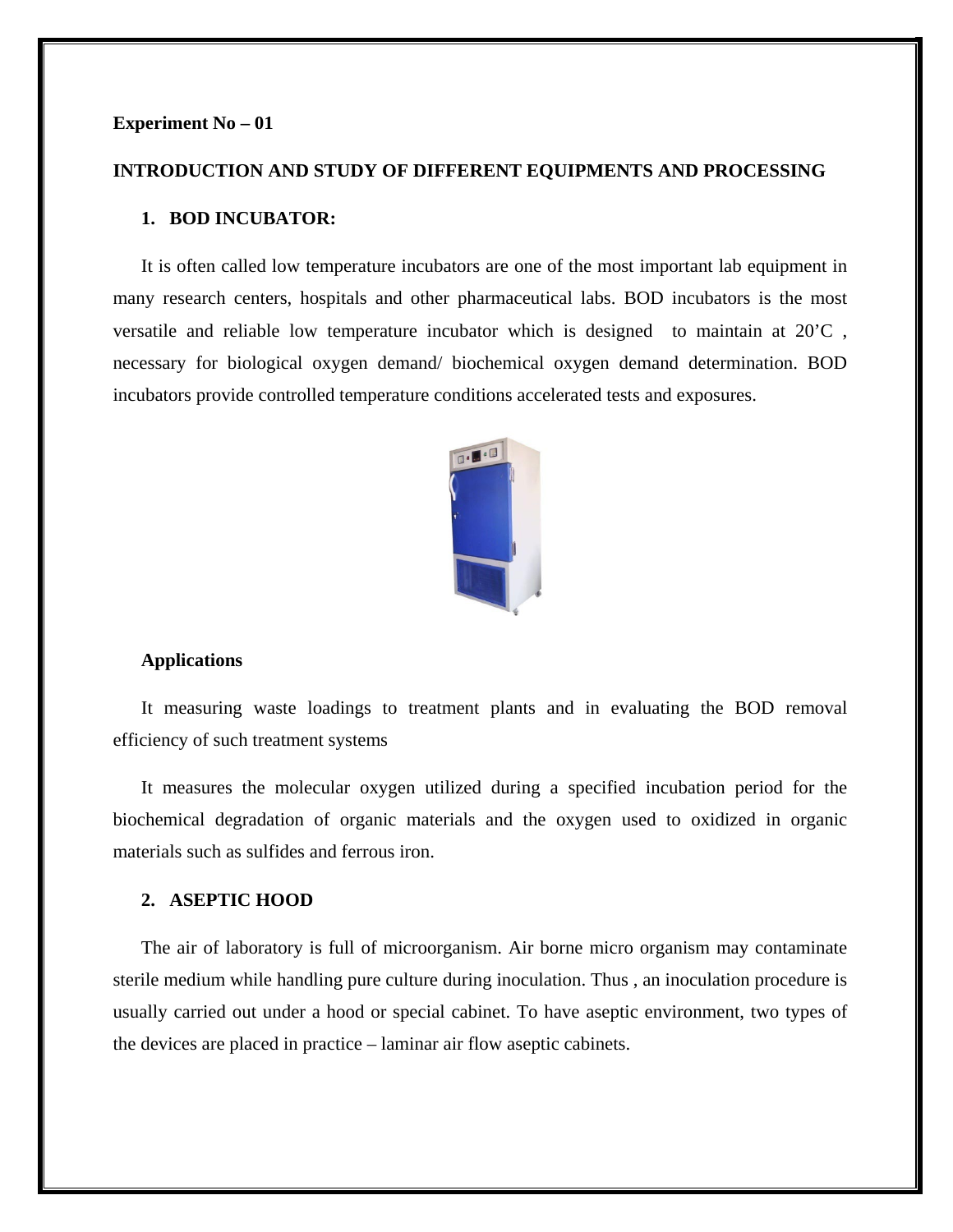**Experiment No – 01**

**INTRODUCTION AND STUDY OF DIFFERENT EQUIPMENTS AND PROCESSING**

1. **BOD INCUBATOR:**

It is often called low temperature incubators are one of the most important lab equipment in many research centers, hospitals and other pharmaceutical labs. BOD incubators is the most versatile and reliable low temperature incubator which is designed to maintain at 20’C , necessary for biological oxygen demand/ biochemical oxygen demand determination. BOD incubators provide controlled temperature conditions accelerated tests and exposures.

**Applications**

It measuring waste loadings to treatment plants and in evaluating the BOD removal efficiency of such treatment systems

It measures the molecular oxygen utilized during a specified incubation period for the biochemical degradation of organic materials and the oxygen used to oxidized in organic materials such as sulfides and ferrous iron.

2. **ASEPTIC HOOD**

The air of laboratory is full of microorganism. Air borne micro organism may contaminate sterile medium while handling pure culture during inoculation. Thus , an inoculation procedure is usually carried out under a hood or special cabinet. To have aseptic environment, two types of the devices are placed in practice – laminar air flow aseptic cabinets.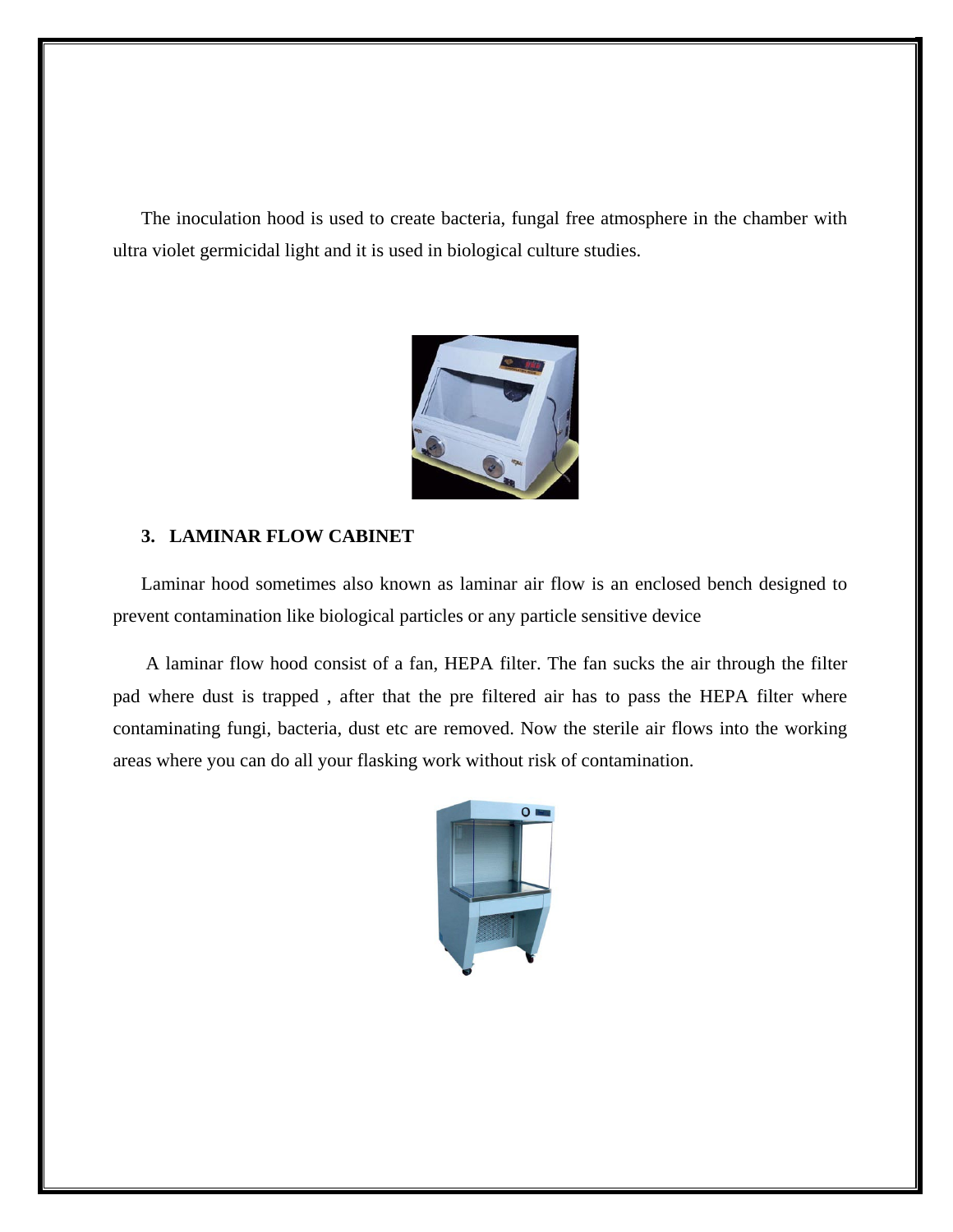The inoculation hood is used to create bacteria, fungal free atmosphere in the chamber with ultra violet germicidal light and it is used in biological culture studies.

**3. LAMINAR FLOW CABINET**

Laminar hood sometimes also known as laminar air flow is an enclosed bench designed to prevent contamination like biological particles or any particle sensitive device

A laminar flow hood consist of a fan, HEPA filter. The fan sucks the air through the filter pad where dust is trapped , after that the pre filtered air has to pass the HEPA filter where contaminating fungi, bacteria, dust etc are removed. Now the sterile air flows into the working areas where you can do all your flasking work without risk of contamination.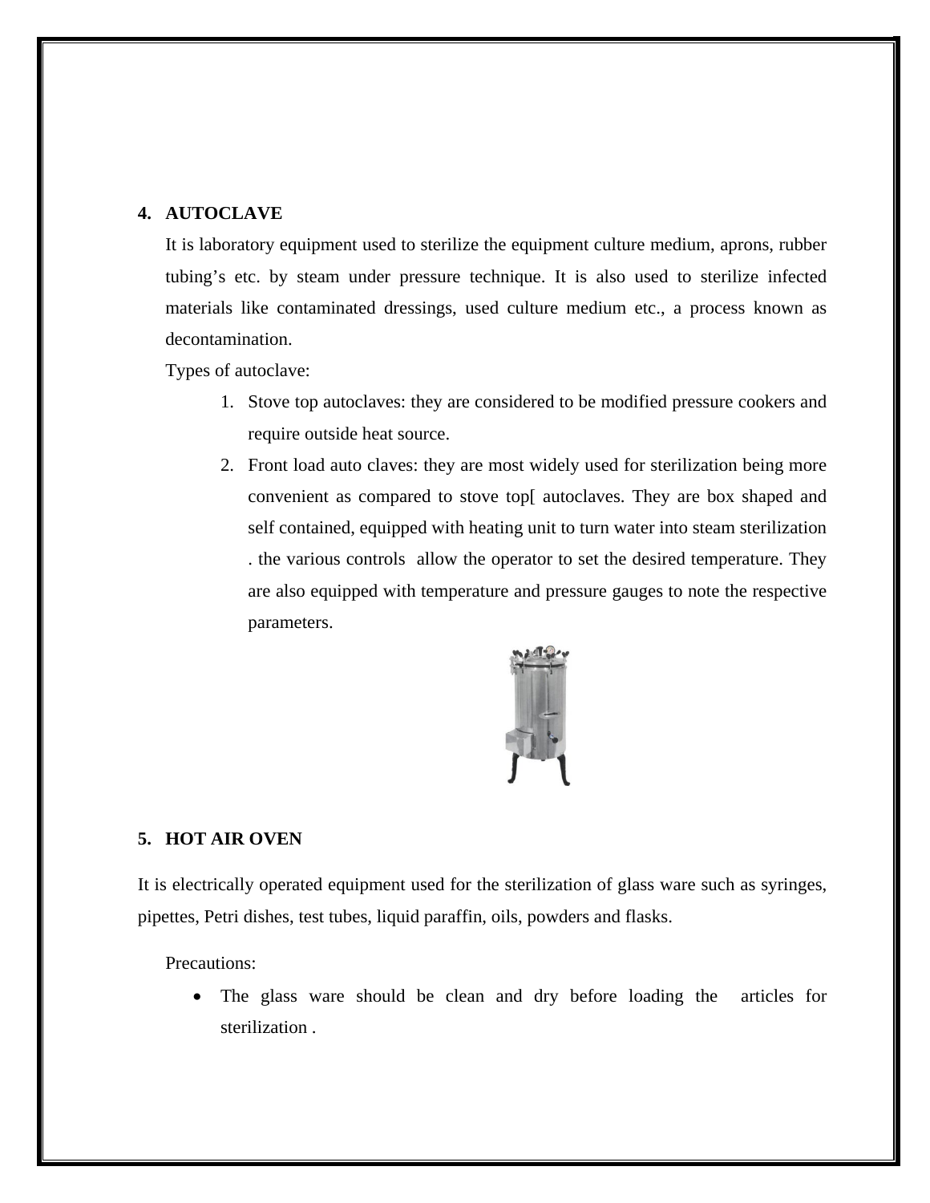4. **AUTOCLAVE**

   It is laboratory equipment used to sterilize the equipment culture medium, aprons, rubber tubing's etc. by steam under pressure technique. It is also used to sterilize infected materials like contaminated dressings, used culture medium etc., a process known as decontamination.

   Types of autoclave:

   1. Stove top autoclaves: they are considered to be modified pressure cookers and require outside heat source.
   2. Front load auto claves: they are most widely used for sterilization being more convenient as compared to stove top[ autoclaves. They are box shaped and self contained, equipped with heating unit to turn water into steam sterilization . the various controls allow the operator to set the desired temperature. They are also equipped with temperature and pressure gauges to note the respective parameters.

5. **HOT AIR OVEN**

It is electrically operated equipment used for the sterilization of glass ware such as syringes, pipettes, Petri dishes, test tubes, liquid paraffin, oils, powders and flasks.

Precautions:

- The glass ware should be clean and dry before loading the articles for sterilization .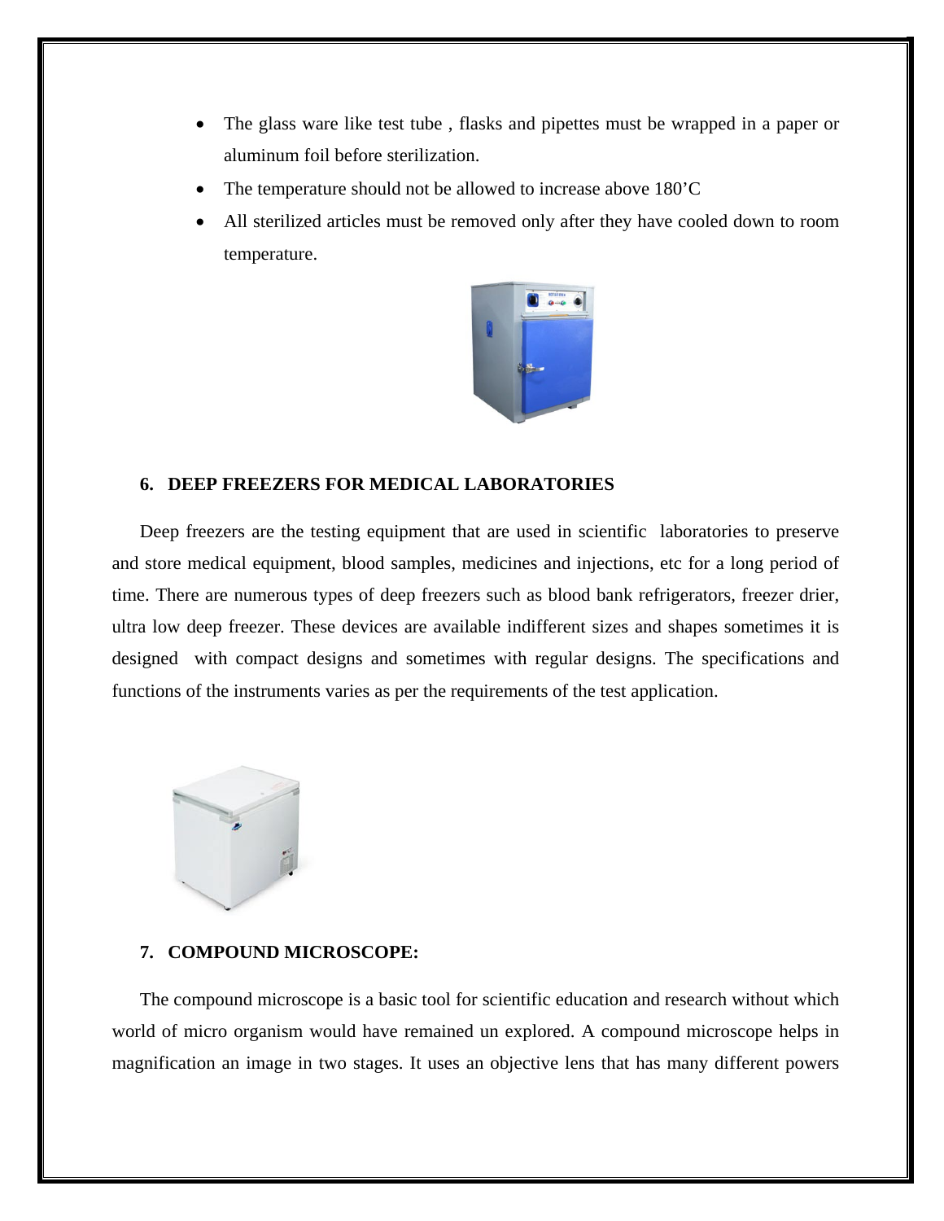- The glass ware like test tube , flasks and pipettes must be wrapped in a paper or aluminum foil before sterilization.
- The temperature should not be allowed to increase above 180’C
- All sterilized articles must be removed only after they have cooled down to room temperature.

## 6. DEEP FREEZERS FOR MEDICAL LABORATORIES

Deep freezers are the testing equipment that are used in scientific laboratories to preserve and store medical equipment, blood samples, medicines and injections, etc for a long period of time. There are numerous types of deep freezers such as blood bank refrigerators, freezer drier, ultra low deep freezer. These devices are available indifferent sizes and shapes sometimes it is designed with compact designs and sometimes with regular designs. The specifications and functions of the instruments varies as per the requirements of the test application.

## 7. COMPOUND MICROSCOPE:

The compound microscope is a basic tool for scientific education and research without which world of micro organism would have remained un explored. A compound microscope helps in magnification an image in two stages. It uses an objective lens that has many different powers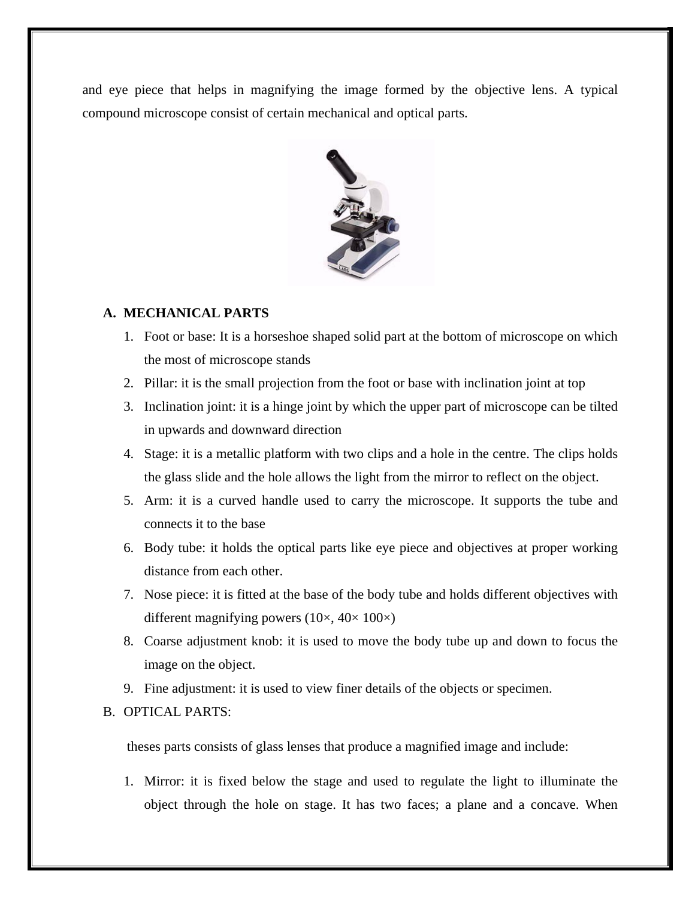and eye piece that helps in magnifying the image formed by the objective lens. A typical compound microscope consist of certain mechanical and optical parts.

A. **MECHANICAL PARTS**
   1. Foot or base: It is a horseshoe shaped solid part at the bottom of microscope on which the most of microscope stands
   2. Pillar: it is the small projection from the foot or base with inclination joint at top
   3. Inclination joint: it is a hinge joint by which the upper part of microscope can be tilted in upwards and downward direction
   4. Stage: it is a metallic platform with two clips and a hole in the centre. The clips holds the glass slide and the hole allows the light from the mirror to reflect on the object.
   5. Arm: it is a curved handle used to carry the microscope. It supports the tube and connects it to the base
   6. Body tube: it holds the optical parts like eye piece and objectives at proper working distance from each other.
   7. Nose piece: it is fitted at the base of the body tube and holds different objectives with different magnifying powers (10×, 40× 100×)
   8. Coarse adjustment knob: it is used to move the body tube up and down to focus the image on the object.
   9. Fine adjustment: it is used to view finer details of the objects or specimen.

B. OPTICAL PARTS:

   theses parts consists of glass lenses that produce a magnified image and include:

   1. Mirror: it is fixed below the stage and used to regulate the light to illuminate the object through the hole on stage. It has two faces; a plane and a concave. When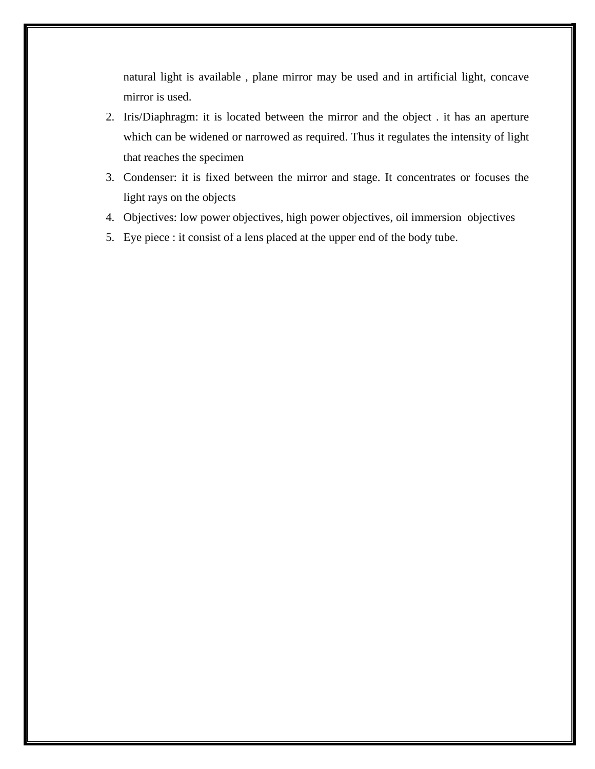natural light is available , plane mirror may be used and in artificial light, concave mirror is used.

2. Iris/Diaphragm: it is located between the mirror and the object . it has an aperture which can be widened or narrowed as required. Thus it regulates the intensity of light that reaches the specimen
3. Condenser: it is fixed between the mirror and stage. It concentrates or focuses the light rays on the objects
4. Objectives: low power objectives, high power objectives, oil immersion objectives
5. Eye piece : it consist of a lens placed at the upper end of the body tube.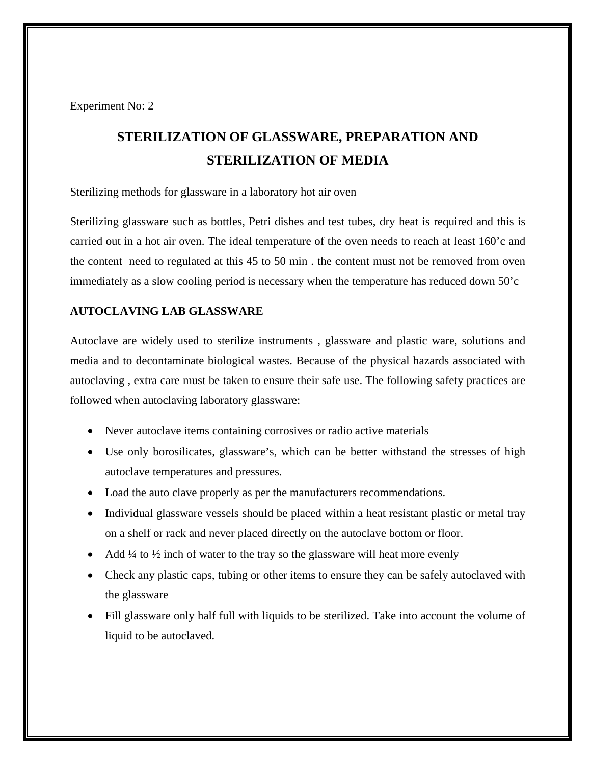Experiment No: 2

# STERILIZATION OF GLASSWARE, PREPARATION AND STERILIZATION OF MEDIA

Sterilizing methods for glassware in a laboratory hot air oven

Sterilizing glassware such as bottles, Petri dishes and test tubes, dry heat is required and this is carried out in a hot air oven. The ideal temperature of the oven needs to reach at least 160'c and the content need to regulated at this 45 to 50 min . the content must not be removed from oven immediately as a slow cooling period is necessary when the temperature has reduced down 50'c

**AUTOCLAVING LAB GLASSWARE**

Autoclave are widely used to sterilize instruments , glassware and plastic ware, solutions and media and to decontaminate biological wastes. Because of the physical hazards associated with autoclaving , extra care must be taken to ensure their safe use. The following safety practices are followed when autoclaving laboratory glassware:

- Never autoclave items containing corrosives or radio active materials
- Use only borosilicates, glassware's, which can be better withstand the stresses of high autoclave temperatures and pressures.
- Load the auto clave properly as per the manufacturers recommendations.
- Individual glassware vessels should be placed within a heat resistant plastic or metal tray on a shelf or rack and never placed directly on the autoclave bottom or floor.
- Add ¼ to ½ inch of water to the tray so the glassware will heat more evenly
- Check any plastic caps, tubing or other items to ensure they can be safely autoclaved with the glassware
- Fill glassware only half full with liquids to be sterilized. Take into account the volume of liquid to be autoclaved.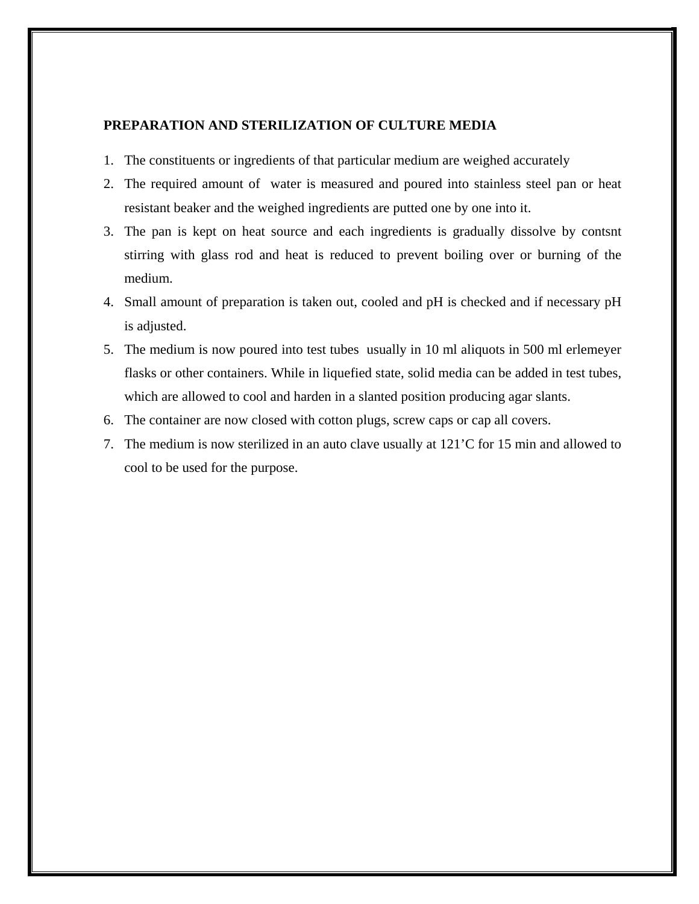**PREPARATION AND STERILIZATION OF CULTURE MEDIA**

1. The constituents or ingredients of that particular medium are weighed accurately
2. The required amount of water is measured and poured into stainless steel pan or heat resistant beaker and the weighed ingredients are putted one by one into it.
3. The pan is kept on heat source and each ingredients is gradually dissolve by contsnt stirring with glass rod and heat is reduced to prevent boiling over or burning of the medium.
4. Small amount of preparation is taken out, cooled and pH is checked and if necessary pH is adjusted.
5. The medium is now poured into test tubes usually in 10 ml aliquots in 500 ml erlemeyer flasks or other containers. While in liquefied state, solid media can be added in test tubes, which are allowed to cool and harden in a slanted position producing agar slants.
6. The container are now closed with cotton plugs, screw caps or cap all covers.
7. The medium is now sterilized in an auto clave usually at 121’C for 15 min and allowed to cool to be used for the purpose.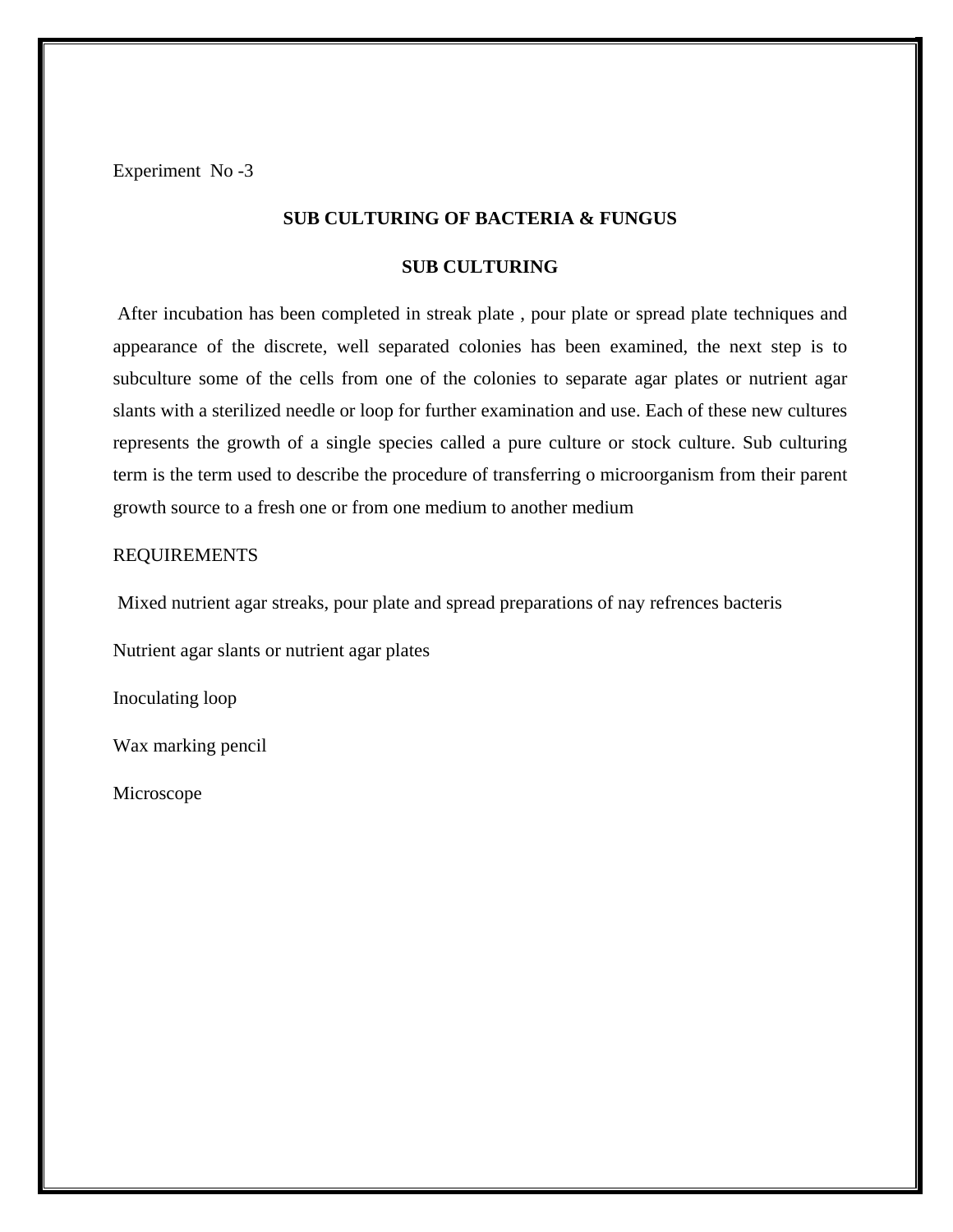Experiment No -3

## SUB CULTURING OF BACTERIA & FUNGUS

### SUB CULTURING

After incubation has been completed in streak plate , pour plate or spread plate techniques and appearance of the discrete, well separated colonies has been examined, the next step is to subculture some of the cells from one of the colonies to separate agar plates or nutrient agar slants with a sterilized needle or loop for further examination and use. Each of these new cultures represents the growth of a single species called a pure culture or stock culture. Sub culturing term is the term used to describe the procedure of transferring o microorganism from their parent growth source to a fresh one or from one medium to another medium

REQUIREMENTS

Mixed nutrient agar streaks, pour plate and spread preparations of nay refrences bacteris

Nutrient agar slants or nutrient agar plates

Inoculating loop

Wax marking pencil

Microscope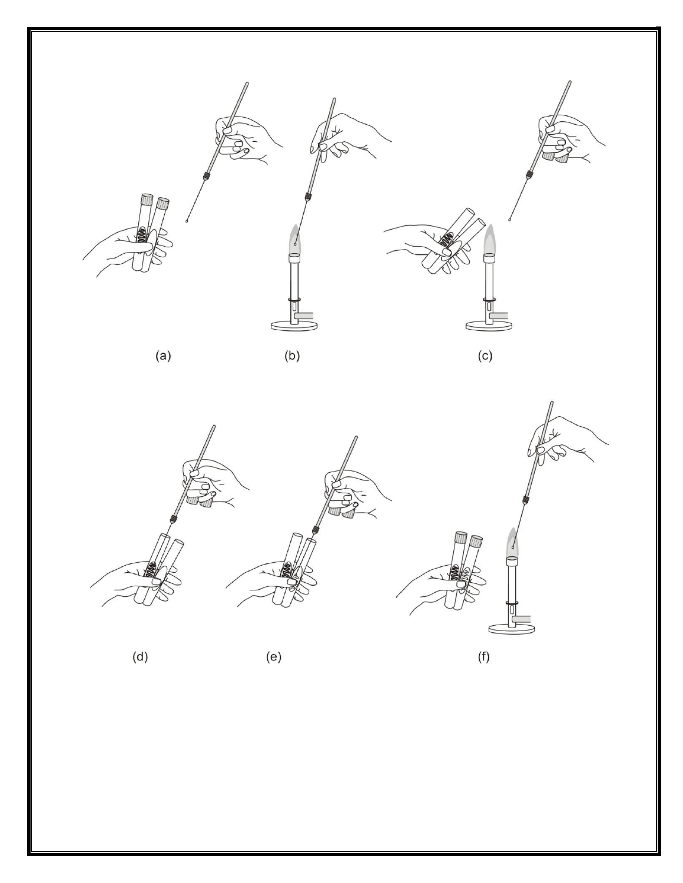(a)

(b)

(c)

(d)

(e)

(f)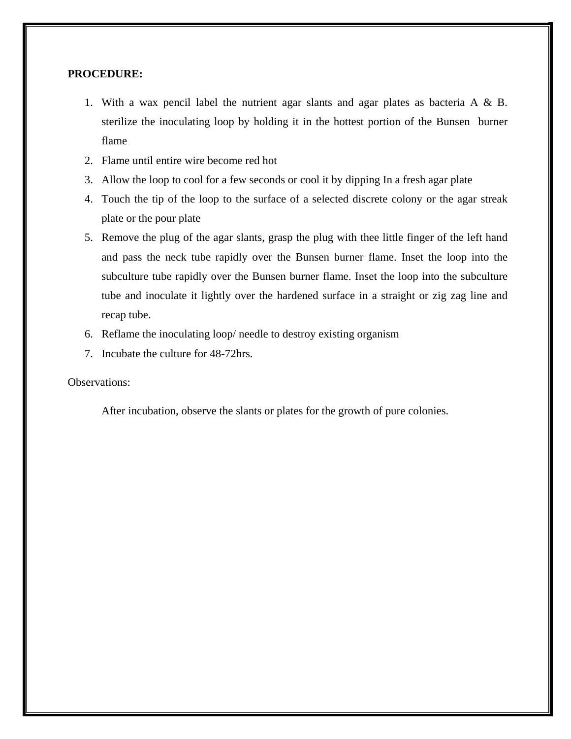**PROCEDURE:**

1. With a wax pencil label the nutrient agar slants and agar plates as bacteria A & B. sterilize the inoculating loop by holding it in the hottest portion of the Bunsen burner flame
2. Flame until entire wire become red hot
3. Allow the loop to cool for a few seconds or cool it by dipping In a fresh agar plate
4. Touch the tip of the loop to the surface of a selected discrete colony or the agar streak plate or the pour plate
5. Remove the plug of the agar slants, grasp the plug with thee little finger of the left hand and pass the neck tube rapidly over the Bunsen burner flame. Inset the loop into the subculture tube rapidly over the Bunsen burner flame. Inset the loop into the subculture tube and inoculate it lightly over the hardened surface in a straight or zig zag line and recap tube.
6. Reflame the inoculating loop/ needle to destroy existing organism
7. Incubate the culture for 48-72hrs.

Observations:

After incubation, observe the slants or plates for the growth of pure colonies.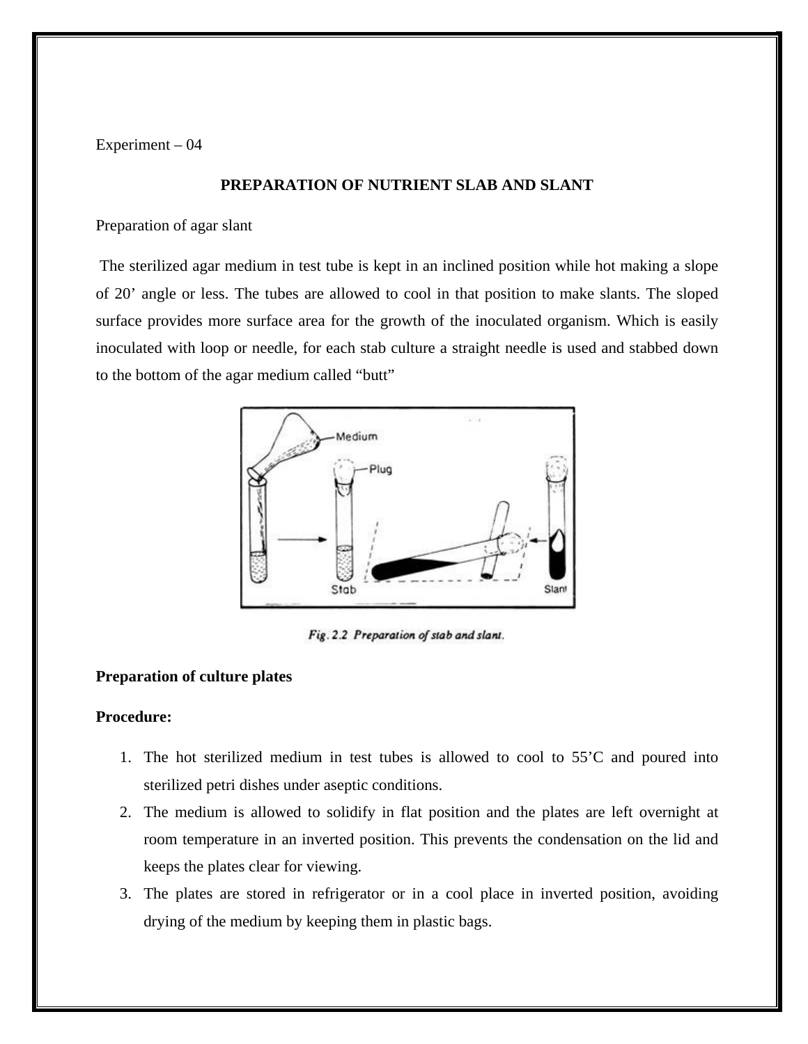Experiment – 04

# PREPARATION OF NUTRIENT SLAB AND SLANT

Preparation of agar slant

The sterilized agar medium in test tube is kept in an inclined position while hot making a slope of 20' angle or less. The tubes are allowed to cool in that position to make slants. The sloped surface provides more surface area for the growth of the inoculated organism. Which is easily inoculated with loop or needle, for each stab culture a straight needle is used and stabbed down to the bottom of the agar medium called "butt"

*Fig. 2.2 Preparation of stab and slant.*

**Preparation of culture plates**

**Procedure:**

1. The hot sterilized medium in test tubes is allowed to cool to 55'C and poured into sterilized petri dishes under aseptic conditions.
2. The medium is allowed to solidify in flat position and the plates are left overnight at room temperature in an inverted position. This prevents the condensation on the lid and keeps the plates clear for viewing.
3. The plates are stored in refrigerator or in a cool place in inverted position, avoiding drying of the medium by keeping them in plastic bags.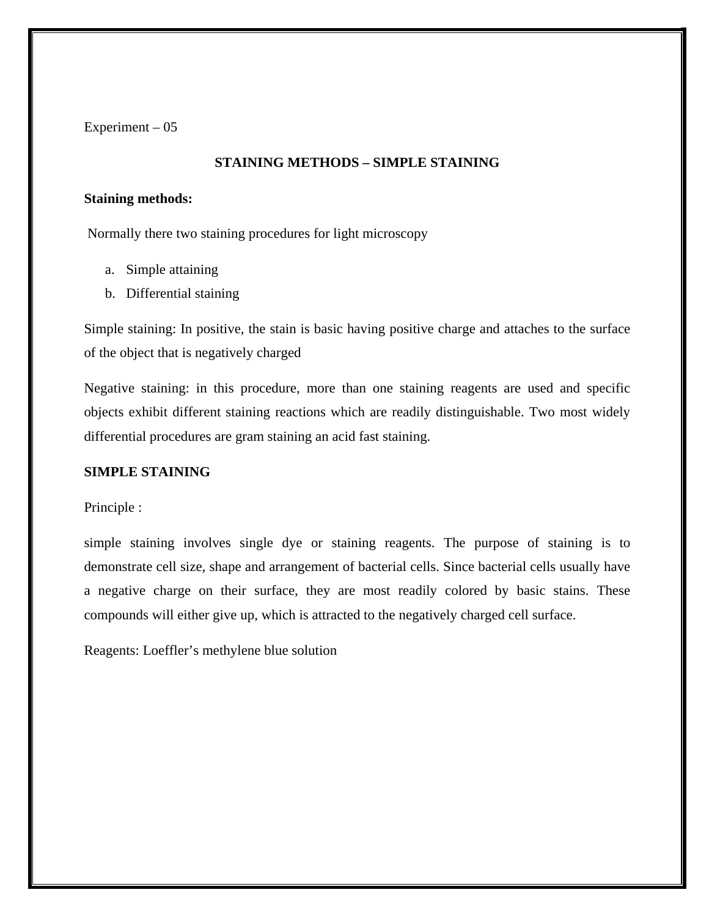Experiment – 05

## STAINING METHODS – SIMPLE STAINING

**Staining methods:**

Normally there two staining procedures for light microscopy

a. Simple attaining
b. Differential staining

Simple staining: In positive, the stain is basic having positive charge and attaches to the surface of the object that is negatively charged

Negative staining: in this procedure, more than one staining reagents are used and specific objects exhibit different staining reactions which are readily distinguishable. Two most widely differential procedures are gram staining an acid fast staining.

**SIMPLE STAINING**

Principle :

simple staining involves single dye or staining reagents. The purpose of staining is to demonstrate cell size, shape and arrangement of bacterial cells. Since bacterial cells usually have a negative charge on their surface, they are most readily colored by basic stains. These compounds will either give up, which is attracted to the negatively charged cell surface.

Reagents: Loeffler's methylene blue solution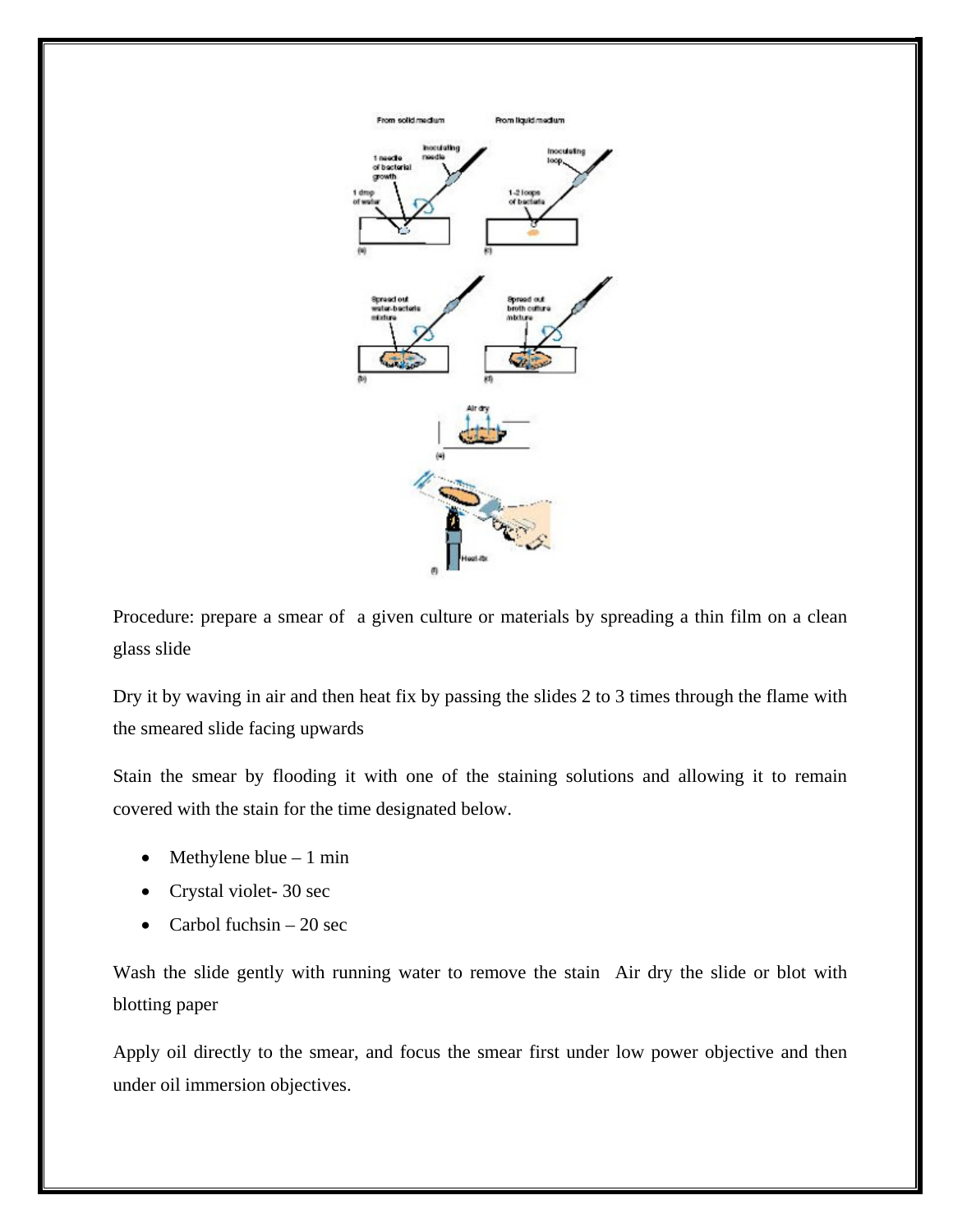Procedure: prepare a smear of a given culture or materials by spreading a thin film on a clean glass slide

Dry it by waving in air and then heat fix by passing the slides 2 to 3 times through the flame with the smeared slide facing upwards

Stain the smear by flooding it with one of the staining solutions and allowing it to remain covered with the stain for the time designated below.

- Methylene blue – 1 min
- Crystal violet- 30 sec
- Carbol fuchsin – 20 sec

Wash the slide gently with running water to remove the stain Air dry the slide or blot with blotting paper

Apply oil directly to the smear, and focus the smear first under low power objective and then under oil immersion objectives.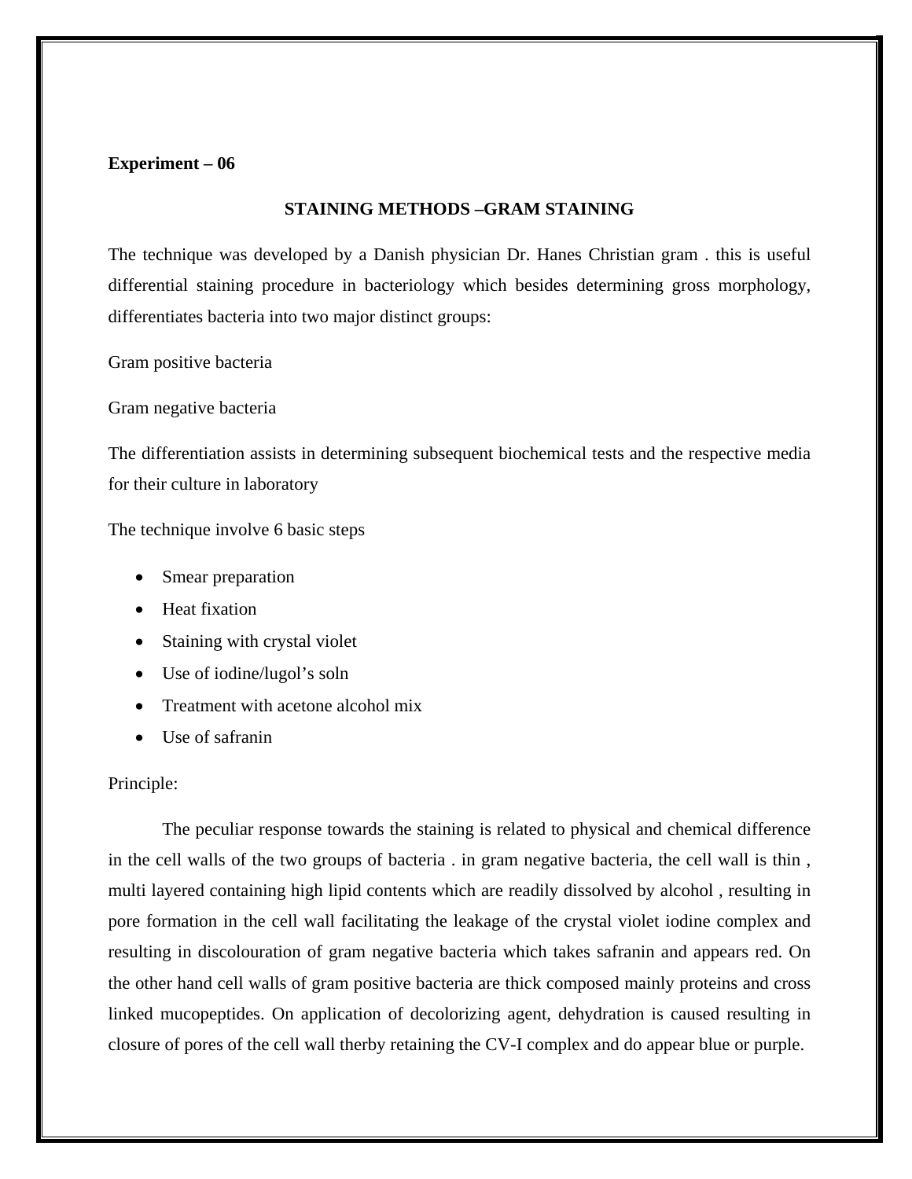**Experiment – 06**

## STAINING METHODS –GRAM STAINING

The technique was developed by a Danish physician Dr. Hanes Christian gram . this is useful differential staining procedure in bacteriology which besides determining gross morphology, differentiates bacteria into two major distinct groups:

Gram positive bacteria

Gram negative bacteria

The differentiation assists in determining subsequent biochemical tests and the respective media for their culture in laboratory

The technique involve 6 basic steps

- Smear preparation
- Heat fixation
- Staining with crystal violet
- Use of iodine/lugol's soln
- Treatment with acetone alcohol mix
- Use of safranin

Principle:

The peculiar response towards the staining is related to physical and chemical difference in the cell walls of the two groups of bacteria . in gram negative bacteria, the cell wall is thin , multi layered containing high lipid contents which are readily dissolved by alcohol , resulting in pore formation in the cell wall facilitating the leakage of the crystal violet iodine complex and resulting in discolouration of gram negative bacteria which takes safranin and appears red. On the other hand cell walls of gram positive bacteria are thick composed mainly proteins and cross linked mucopeptides. On application of decolorizing agent, dehydration is caused resulting in closure of pores of the cell wall therby retaining the CV-I complex and do appear blue or purple.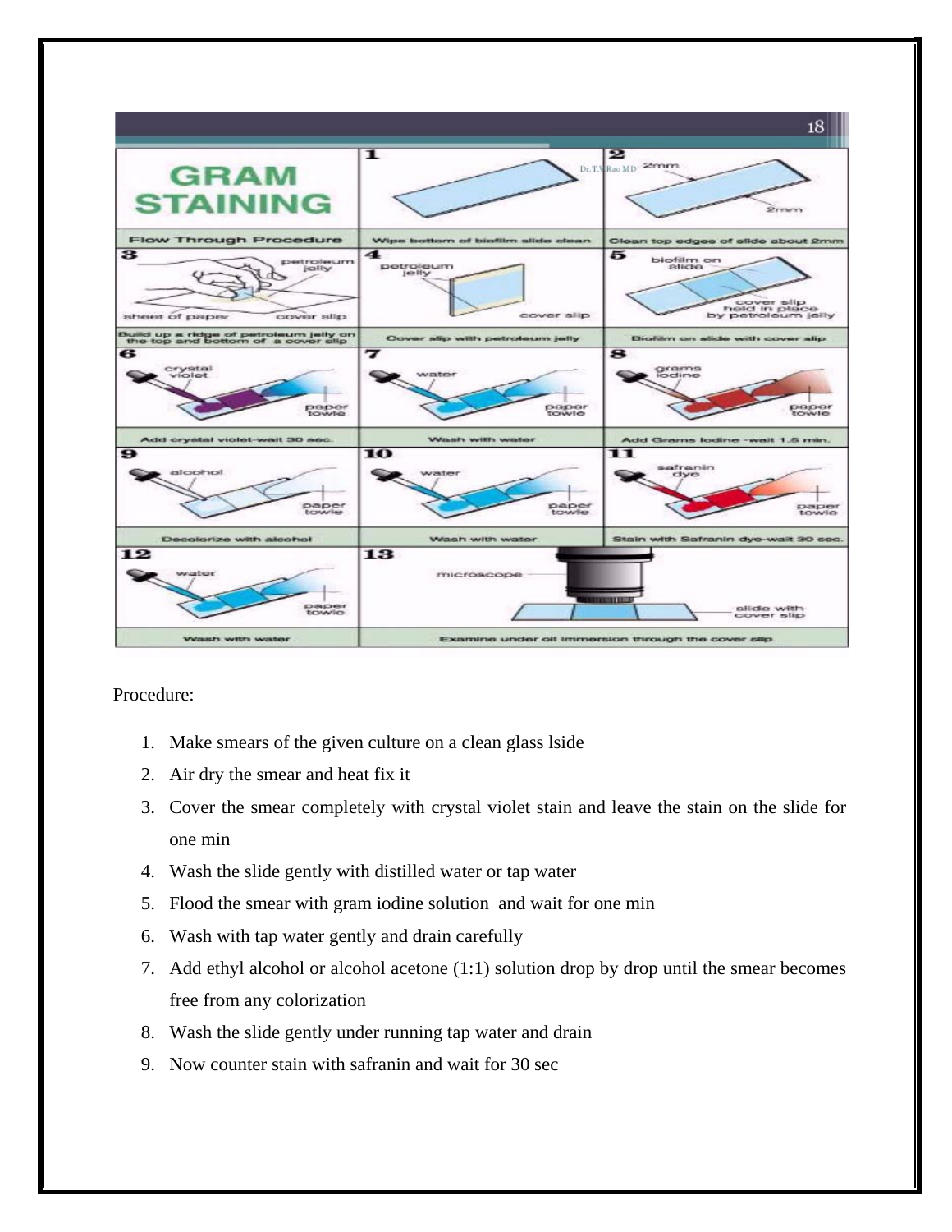Procedure:

1. Make smears of the given culture on a clean glass lside
2. Air dry the smear and heat fix it
3. Cover the smear completely with crystal violet stain and leave the stain on the slide for one min
4. Wash the slide gently with distilled water or tap water
5. Flood the smear with gram iodine solution and wait for one min
6. Wash with tap water gently and drain carefully
7. Add ethyl alcohol or alcohol acetone (1:1) solution drop by drop until the smear becomes free from any colorization
8. Wash the slide gently under running tap water and drain
9. Now counter stain with safranin and wait for 30 sec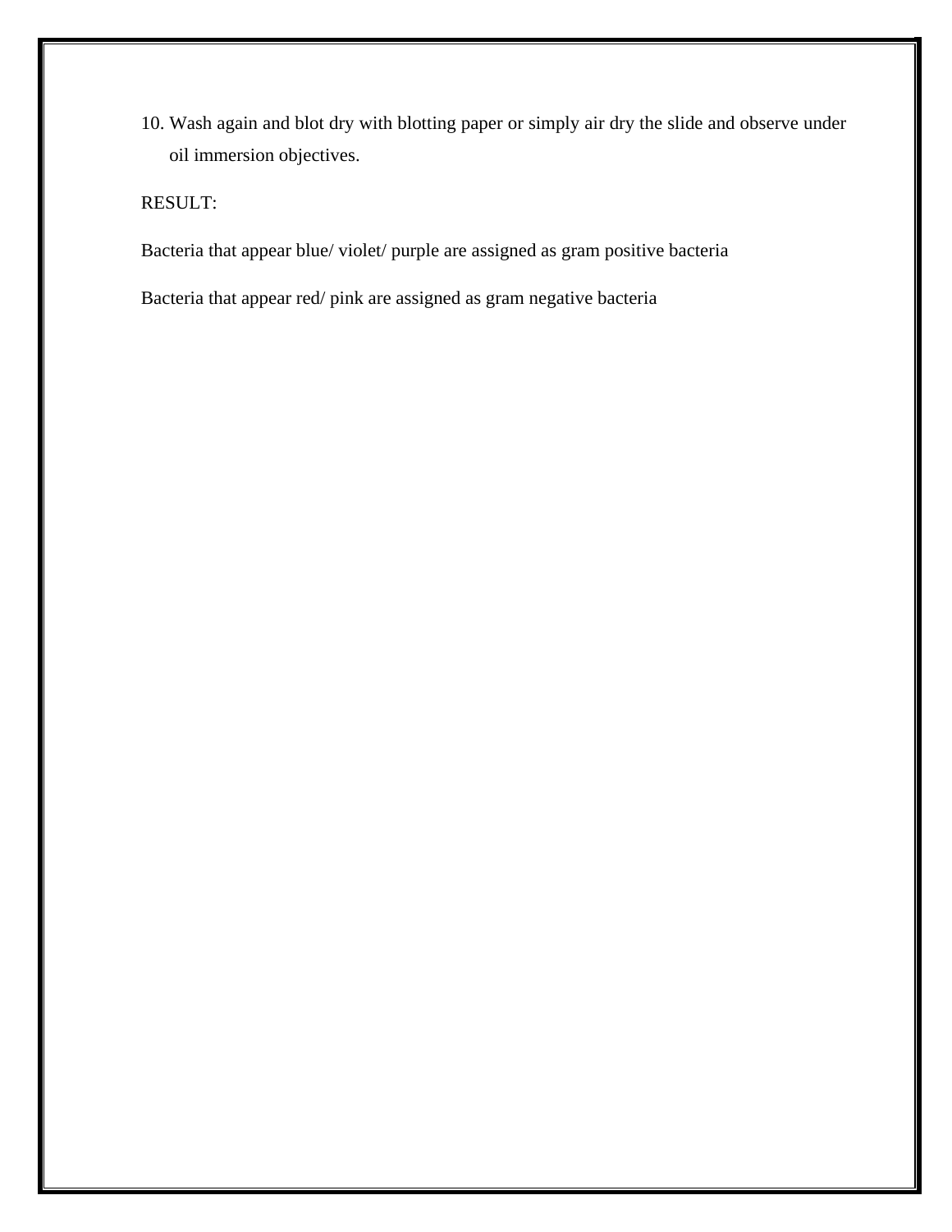10. Wash again and blot dry with blotting paper or simply air dry the slide and observe under oil immersion objectives.

RESULT:

Bacteria that appear blue/ violet/ purple are assigned as gram positive bacteria

Bacteria that appear red/ pink are assigned as gram negative bacteria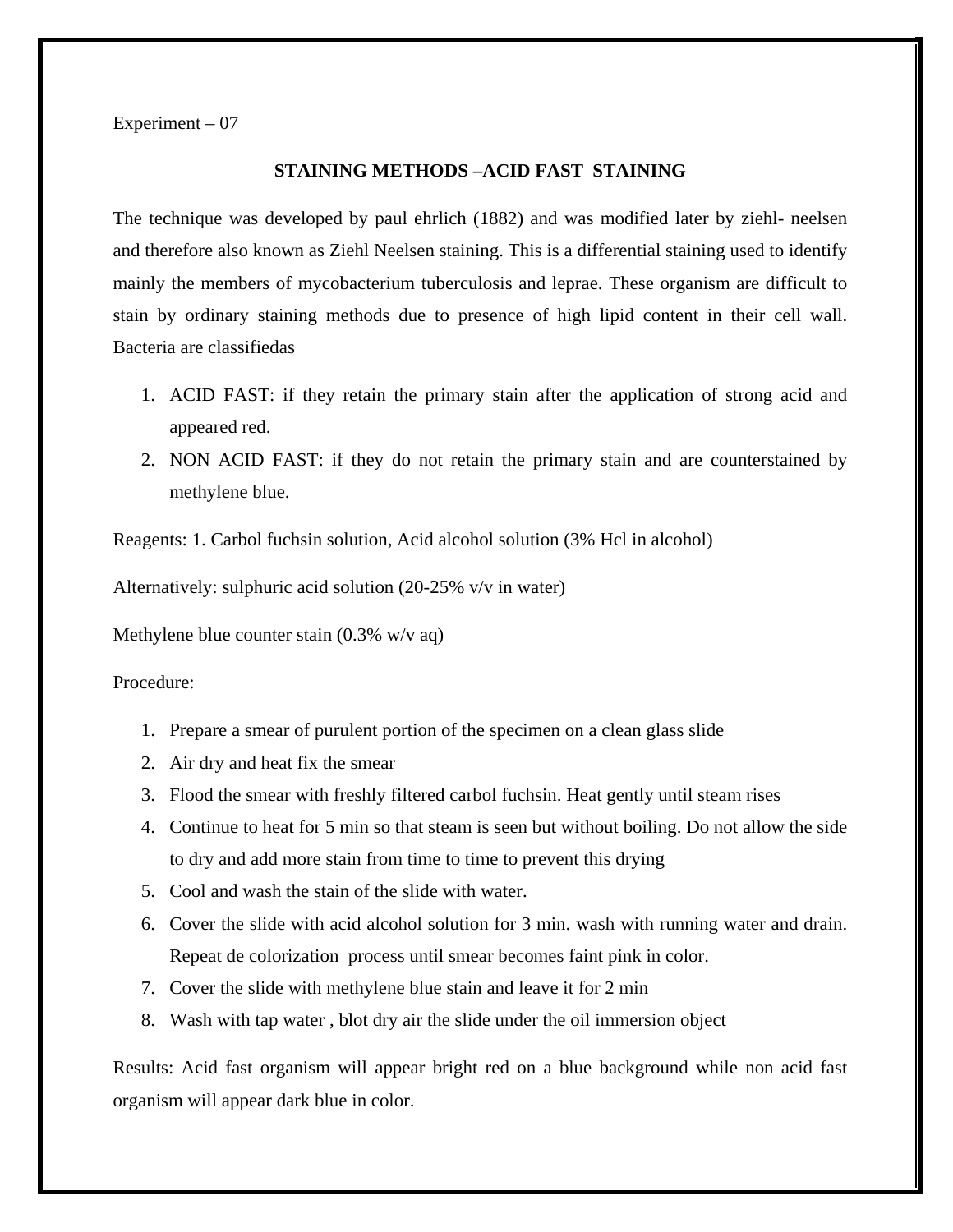Experiment – 07

## STAINING METHODS –ACID FAST STAINING

The technique was developed by paul ehrlich (1882) and was modified later by ziehl- neelsen and therefore also known as Ziehl Neelsen staining. This is a differential staining used to identify mainly the members of mycobacterium tuberculosis and leprae. These organism are difficult to stain by ordinary staining methods due to presence of high lipid content in their cell wall. Bacteria are classifiedas

1. ACID FAST: if they retain the primary stain after the application of strong acid and appeared red.
2. NON ACID FAST: if they do not retain the primary stain and are counterstained by methylene blue.

Reagents: 1. Carbol fuchsin solution, Acid alcohol solution (3% Hcl in alcohol)

Alternatively: sulphuric acid solution (20-25% v/v in water)

Methylene blue counter stain (0.3% w/v aq)

Procedure:

1. Prepare a smear of purulent portion of the specimen on a clean glass slide
2. Air dry and heat fix the smear
3. Flood the smear with freshly filtered carbol fuchsin. Heat gently until steam rises
4. Continue to heat for 5 min so that steam is seen but without boiling. Do not allow the side to dry and add more stain from time to time to prevent this drying
5. Cool and wash the stain of the slide with water.
6. Cover the slide with acid alcohol solution for 3 min. wash with running water and drain. Repeat de colorization process until smear becomes faint pink in color.
7. Cover the slide with methylene blue stain and leave it for 2 min
8. Wash with tap water , blot dry air the slide under the oil immersion object

Results: Acid fast organism will appear bright red on a blue background while non acid fast organism will appear dark blue in color.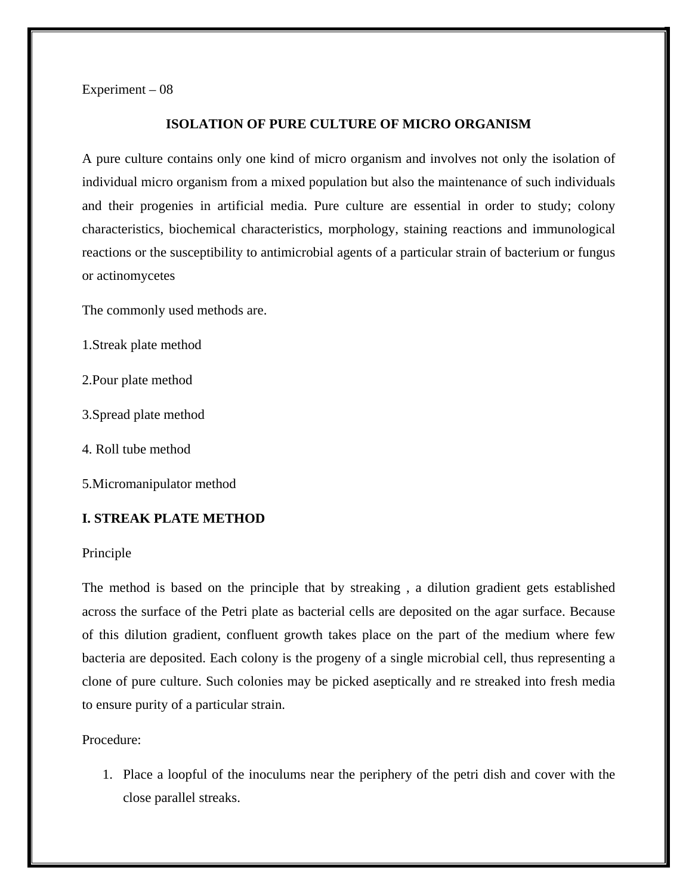Experiment – 08

## ISOLATION OF PURE CULTURE OF MICRO ORGANISM

A pure culture contains only one kind of micro organism and involves not only the isolation of individual micro organism from a mixed population but also the maintenance of such individuals and their progenies in artificial media. Pure culture are essential in order to study; colony characteristics, biochemical characteristics, morphology, staining reactions and immunological reactions or the susceptibility to antimicrobial agents of a particular strain of bacterium or fungus or actinomycetes

The commonly used methods are.

1.Streak plate method

2.Pour plate method

3.Spread plate method

4. Roll tube method

5.Micromanipulator method

### I. STREAK PLATE METHOD

Principle

The method is based on the principle that by streaking , a dilution gradient gets established across the surface of the Petri plate as bacterial cells are deposited on the agar surface. Because of this dilution gradient, confluent growth takes place on the part of the medium where few bacteria are deposited. Each colony is the progeny of a single microbial cell, thus representing a clone of pure culture. Such colonies may be picked aseptically and re streaked into fresh media to ensure purity of a particular strain.

Procedure:

1. Place a loopful of the inoculums near the periphery of the petri dish and cover with the close parallel streaks.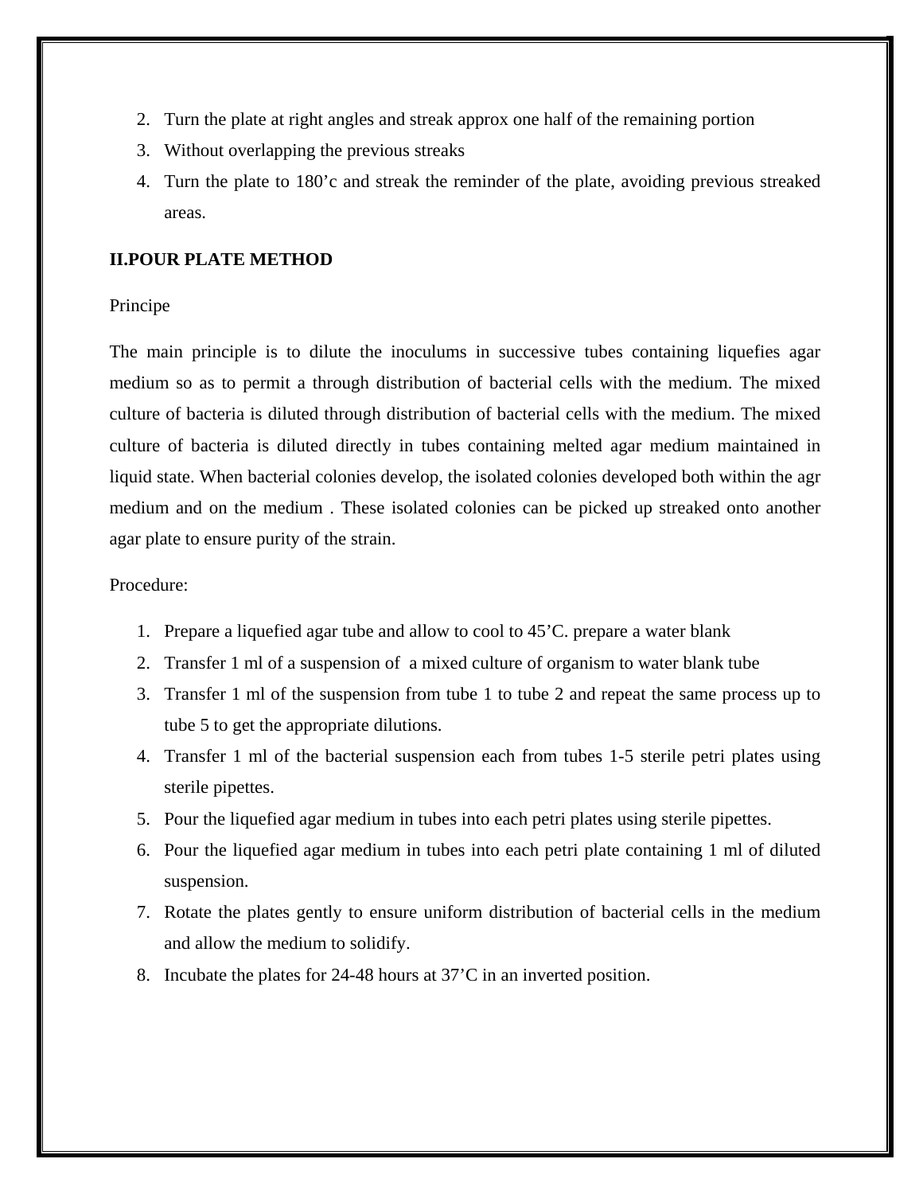2. Turn the plate at right angles and streak approx one half of the remaining portion
3. Without overlapping the previous streaks
4. Turn the plate to 180’c and streak the reminder of the plate, avoiding previous streaked areas.

**II.POUR PLATE METHOD**

Principe

The main principle is to dilute the inoculums in successive tubes containing liquefies agar medium so as to permit a through distribution of bacterial cells with the medium. The mixed culture of bacteria is diluted through distribution of bacterial cells with the medium. The mixed culture of bacteria is diluted directly in tubes containing melted agar medium maintained in liquid state. When bacterial colonies develop, the isolated colonies developed both within the agr medium and on the medium . These isolated colonies can be picked up streaked onto another agar plate to ensure purity of the strain.

Procedure:

1. Prepare a liquefied agar tube and allow to cool to 45’C. prepare a water blank
2. Transfer 1 ml of a suspension of a mixed culture of organism to water blank tube
3. Transfer 1 ml of the suspension from tube 1 to tube 2 and repeat the same process up to tube 5 to get the appropriate dilutions.
4. Transfer 1 ml of the bacterial suspension each from tubes 1-5 sterile petri plates using sterile pipettes.
5. Pour the liquefied agar medium in tubes into each petri plates using sterile pipettes.
6. Pour the liquefied agar medium in tubes into each petri plate containing 1 ml of diluted suspension.
7. Rotate the plates gently to ensure uniform distribution of bacterial cells in the medium and allow the medium to solidify.
8. Incubate the plates for 24-48 hours at 37’C in an inverted position.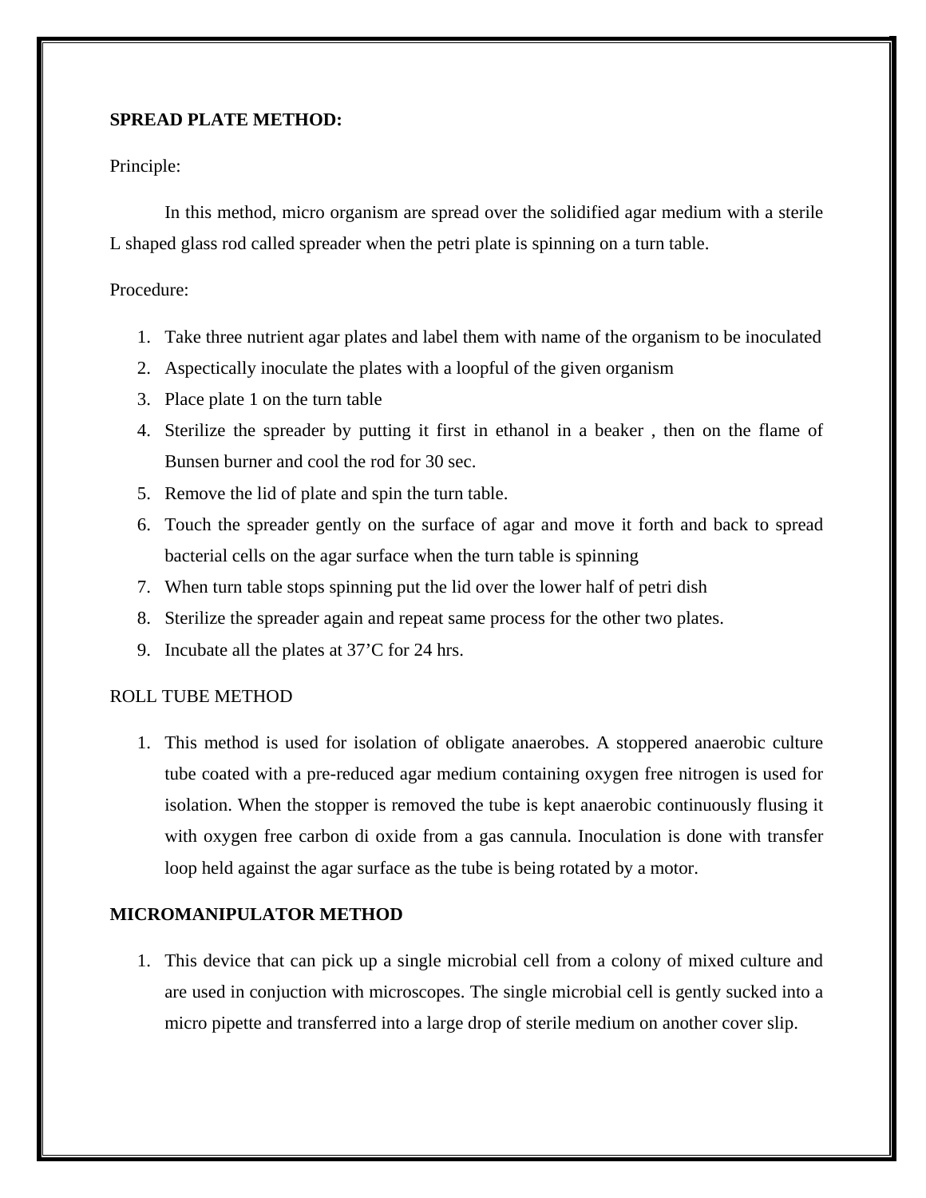**SPREAD PLATE METHOD:**

Principle:

In this method, micro organism are spread over the solidified agar medium with a sterile L shaped glass rod called spreader when the petri plate is spinning on a turn table.

Procedure:

1. Take three nutrient agar plates and label them with name of the organism to be inoculated
2. Aspectically inoculate the plates with a loopful of the given organism
3. Place plate 1 on the turn table
4. Sterilize the spreader by putting it first in ethanol in a beaker , then on the flame of Bunsen burner and cool the rod for 30 sec.
5. Remove the lid of plate and spin the turn table.
6. Touch the spreader gently on the surface of agar and move it forth and back to spread bacterial cells on the agar surface when the turn table is spinning
7. When turn table stops spinning put the lid over the lower half of petri dish
8. Sterilize the spreader again and repeat same process for the other two plates.
9. Incubate all the plates at 37’C for 24 hrs.

ROLL TUBE METHOD

1. This method is used for isolation of obligate anaerobes. A stoppered anaerobic culture tube coated with a pre-reduced agar medium containing oxygen free nitrogen is used for isolation. When the stopper is removed the tube is kept anaerobic continuously flusing it with oxygen free carbon di oxide from a gas cannula. Inoculation is done with transfer loop held against the agar surface as the tube is being rotated by a motor.

**MICROMANIPULATOR METHOD**

1. This device that can pick up a single microbial cell from a colony of mixed culture and are used in conjuction with microscopes. The single microbial cell is gently sucked into a micro pipette and transferred into a large drop of sterile medium on another cover slip.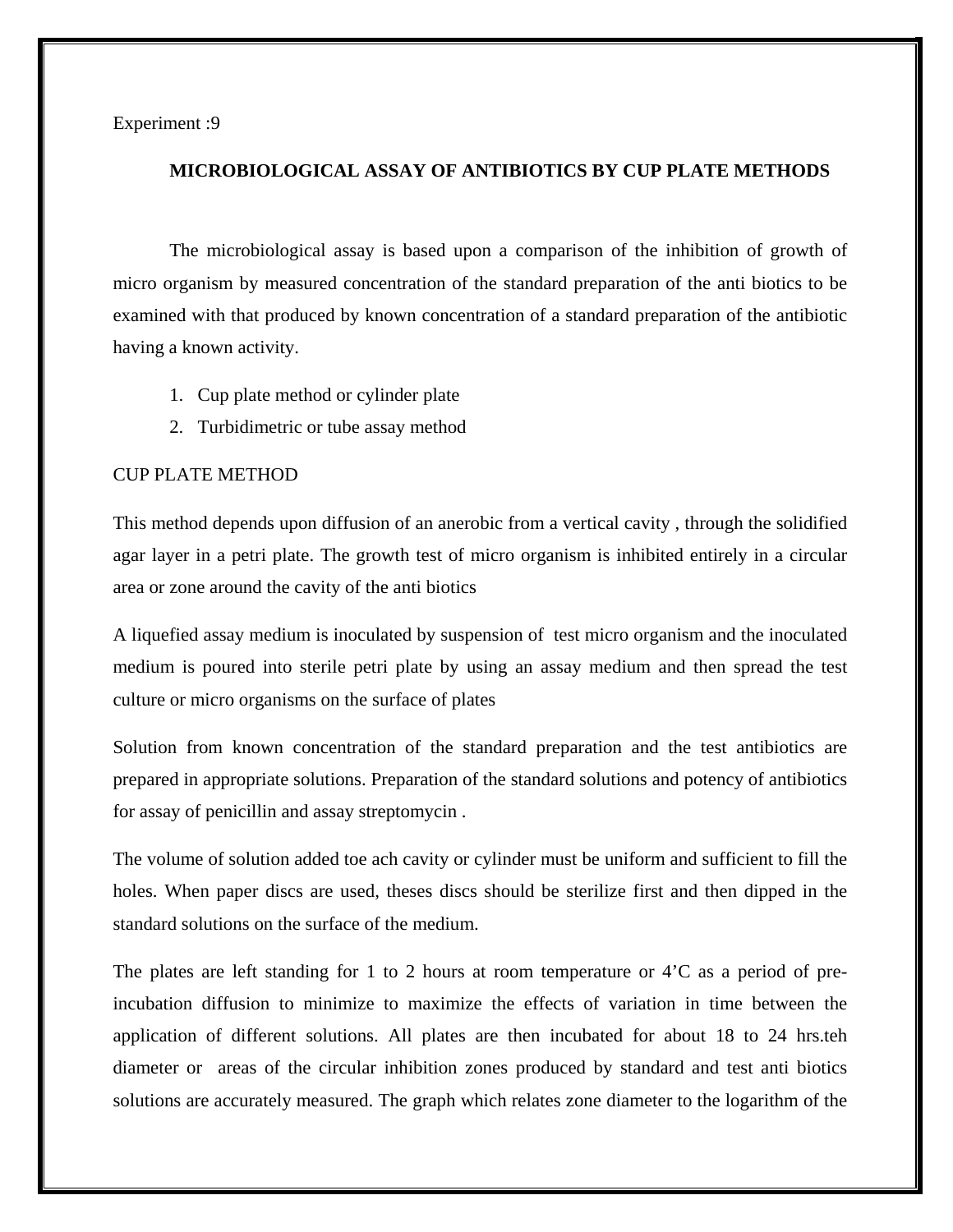Experiment :9

**MICROBIOLOGICAL ASSAY OF ANTIBIOTICS BY CUP PLATE METHODS**

The microbiological assay is based upon a comparison of the inhibition of growth of micro organism by measured concentration of the standard preparation of the anti biotics to be examined with that produced by known concentration of a standard preparation of the antibiotic having a known activity.

1. Cup plate method or cylinder plate
2. Turbidimetric or tube assay method

CUP PLATE METHOD

This method depends upon diffusion of an anerobic from a vertical cavity , through the solidified agar layer in a petri plate. The growth test of micro organism is inhibited entirely in a circular area or zone around the cavity of the anti biotics

A liquefied assay medium is inoculated by suspension of test micro organism and the inoculated medium is poured into sterile petri plate by using an assay medium and then spread the test culture or micro organisms on the surface of plates

Solution from known concentration of the standard preparation and the test antibiotics are prepared in appropriate solutions. Preparation of the standard solutions and potency of antibiotics for assay of penicillin and assay streptomycin .

The volume of solution added toe ach cavity or cylinder must be uniform and sufficient to fill the holes. When paper discs are used, theses discs should be sterilize first and then dipped in the standard solutions on the surface of the medium.

The plates are left standing for 1 to 2 hours at room temperature or 4'C as a period of pre-incubation diffusion to minimize to maximize the effects of variation in time between the application of different solutions. All plates are then incubated for about 18 to 24 hrs.teh diameter or areas of the circular inhibition zones produced by standard and test anti biotics solutions are accurately measured. The graph which relates zone diameter to the logarithm of the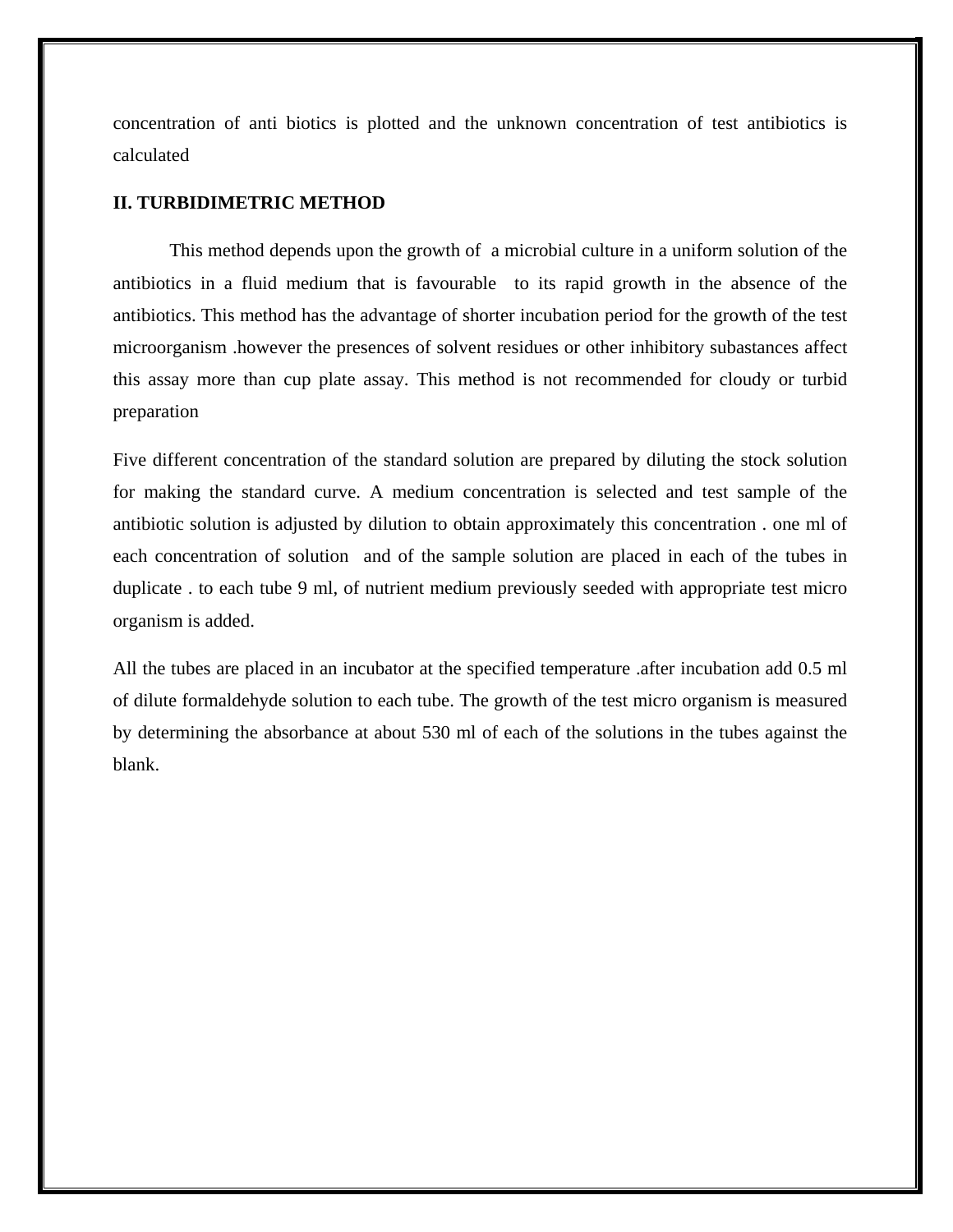concentration of anti biotics is plotted and the unknown concentration of test antibiotics is calculated

**II. TURBIDIMETRIC METHOD**

This method depends upon the growth of a microbial culture in a uniform solution of the antibiotics in a fluid medium that is favourable to its rapid growth in the absence of the antibiotics. This method has the advantage of shorter incubation period for the growth of the test microorganism .however the presences of solvent residues or other inhibitory subastances affect this assay more than cup plate assay. This method is not recommended for cloudy or turbid preparation

Five different concentration of the standard solution are prepared by diluting the stock solution for making the standard curve. A medium concentration is selected and test sample of the antibiotic solution is adjusted by dilution to obtain approximately this concentration . one ml of each concentration of solution and of the sample solution are placed in each of the tubes in duplicate . to each tube 9 ml, of nutrient medium previously seeded with appropriate test micro organism is added.

All the tubes are placed in an incubator at the specified temperature .after incubation add 0.5 ml of dilute formaldehyde solution to each tube. The growth of the test micro organism is measured by determining the absorbance at about 530 ml of each of the solutions in the tubes against the blank.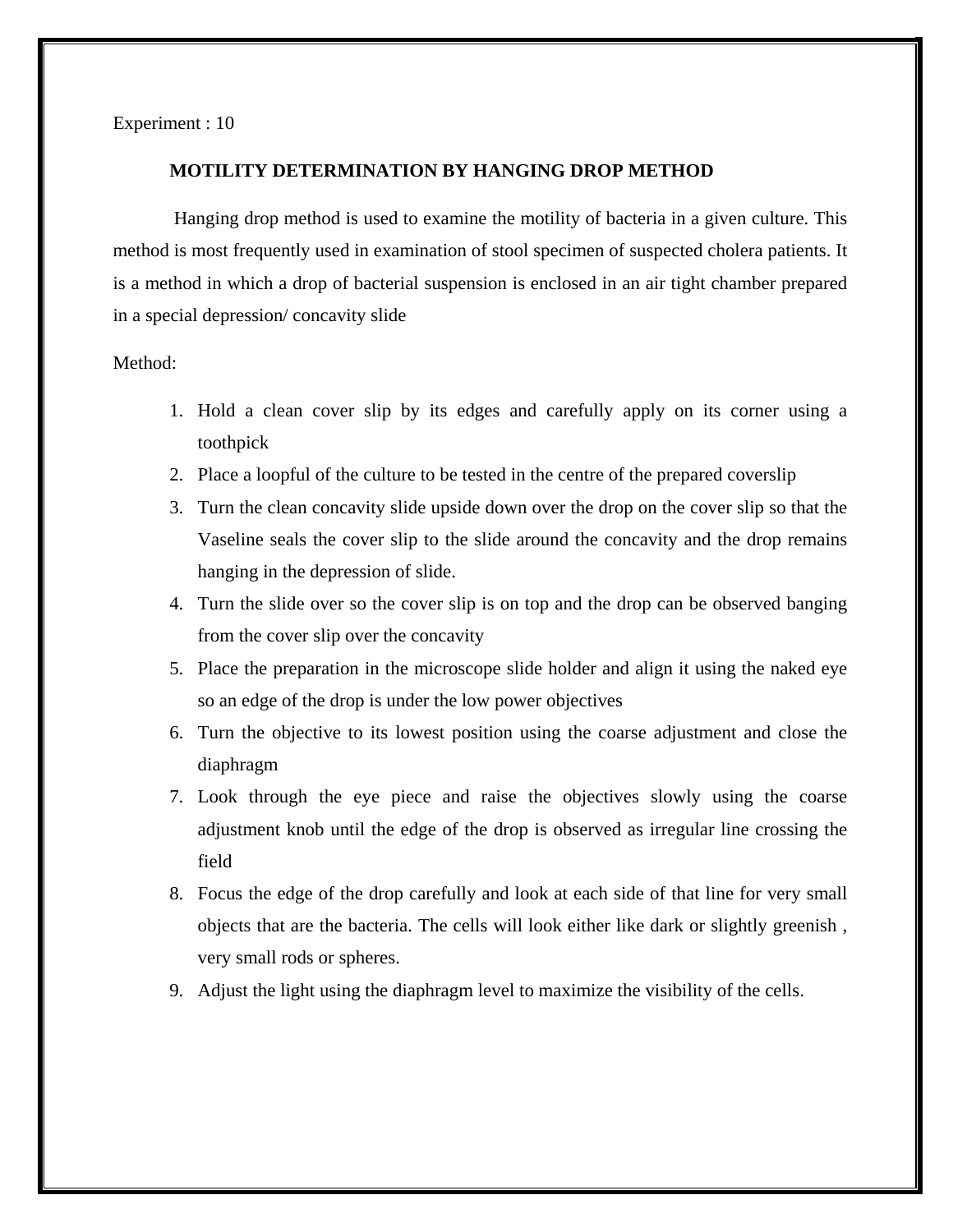Experiment : 10

## MOTILITY DETERMINATION BY HANGING DROP METHOD

Hanging drop method is used to examine the motility of bacteria in a given culture. This method is most frequently used in examination of stool specimen of suspected cholera patients. It is a method in which a drop of bacterial suspension is enclosed in an air tight chamber prepared in a special depression/ concavity slide

Method:

1. Hold a clean cover slip by its edges and carefully apply on its corner using a toothpick
2. Place a loopful of the culture to be tested in the centre of the prepared coverslip
3. Turn the clean concavity slide upside down over the drop on the cover slip so that the Vaseline seals the cover slip to the slide around the concavity and the drop remains hanging in the depression of slide.
4. Turn the slide over so the cover slip is on top and the drop can be observed banging from the cover slip over the concavity
5. Place the preparation in the microscope slide holder and align it using the naked eye so an edge of the drop is under the low power objectives
6. Turn the objective to its lowest position using the coarse adjustment and close the diaphragm
7. Look through the eye piece and raise the objectives slowly using the coarse adjustment knob until the edge of the drop is observed as irregular line crossing the field
8. Focus the edge of the drop carefully and look at each side of that line for very small objects that are the bacteria. The cells will look either like dark or slightly greenish , very small rods or spheres.
9. Adjust the light using the diaphragm level to maximize the visibility of the cells.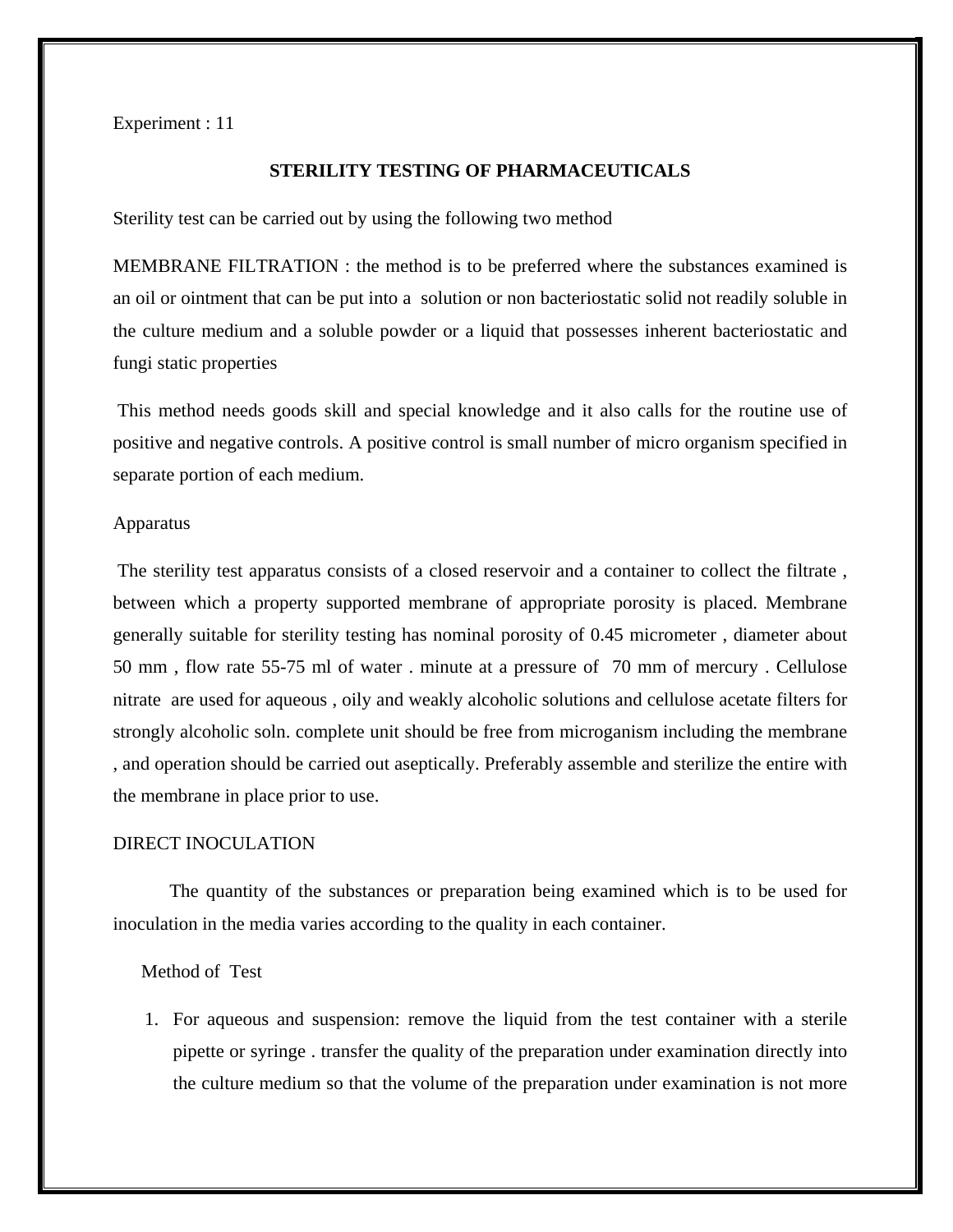Experiment : 11

## STERILITY TESTING OF PHARMACEUTICALS

Sterility test can be carried out by using the following two method

MEMBRANE FILTRATION : the method is to be preferred where the substances examined is an oil or ointment that can be put into a solution or non bacteriostatic solid not readily soluble in the culture medium and a soluble powder or a liquid that possesses inherent bacteriostatic and fungi static properties

This method needs goods skill and special knowledge and it also calls for the routine use of positive and negative controls. A positive control is small number of micro organism specified in separate portion of each medium.

Apparatus

The sterility test apparatus consists of a closed reservoir and a container to collect the filtrate , between which a property supported membrane of appropriate porosity is placed. Membrane generally suitable for sterility testing has nominal porosity of 0.45 micrometer , diameter about 50 mm , flow rate 55-75 ml of water . minute at a pressure of 70 mm of mercury . Cellulose nitrate are used for aqueous , oily and weakly alcoholic solutions and cellulose acetate filters for strongly alcoholic soln. complete unit should be free from microganism including the membrane , and operation should be carried out aseptically. Preferably assemble and sterilize the entire with the membrane in place prior to use.

DIRECT INOCULATION

The quantity of the substances or preparation being examined which is to be used for inoculation in the media varies according to the quality in each container.

Method of Test

1. For aqueous and suspension: remove the liquid from the test container with a sterile pipette or syringe . transfer the quality of the preparation under examination directly into the culture medium so that the volume of the preparation under examination is not more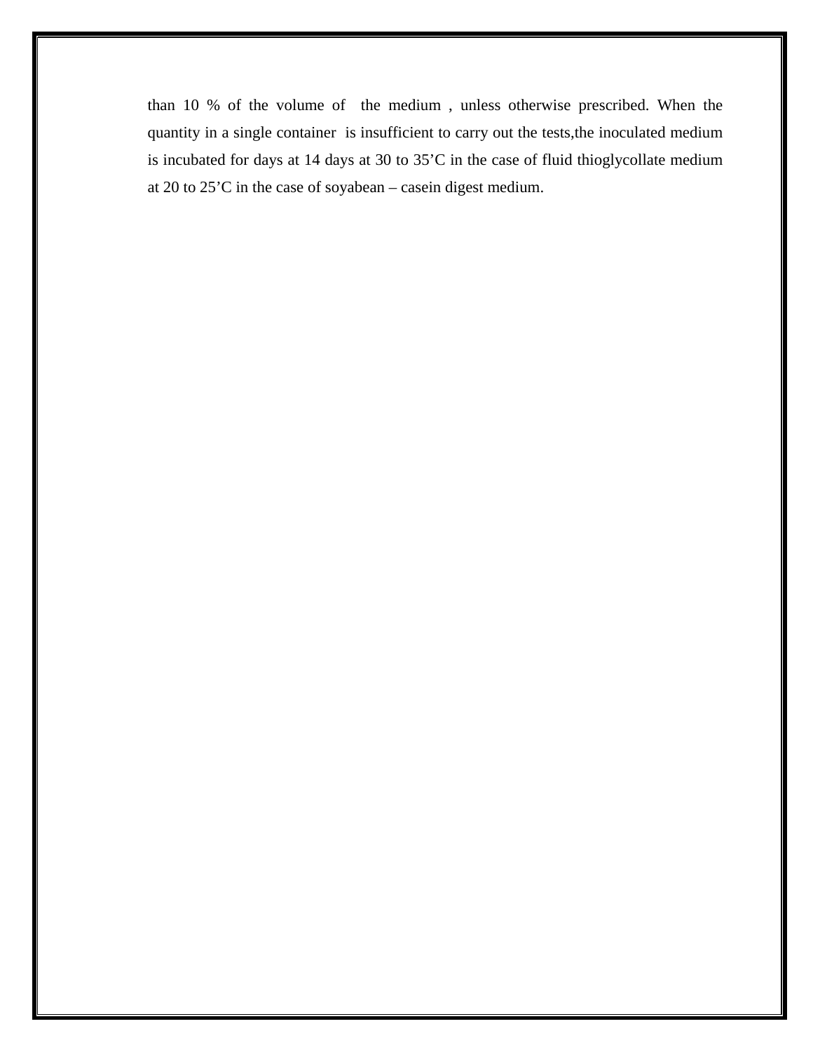than 10 % of the volume of the medium , unless otherwise prescribed. When the quantity in a single container is insufficient to carry out the tests,the inoculated medium is incubated for days at 14 days at 30 to 35’C in the case of fluid thioglycollate medium at 20 to 25’C in the case of soyabean – casein digest medium.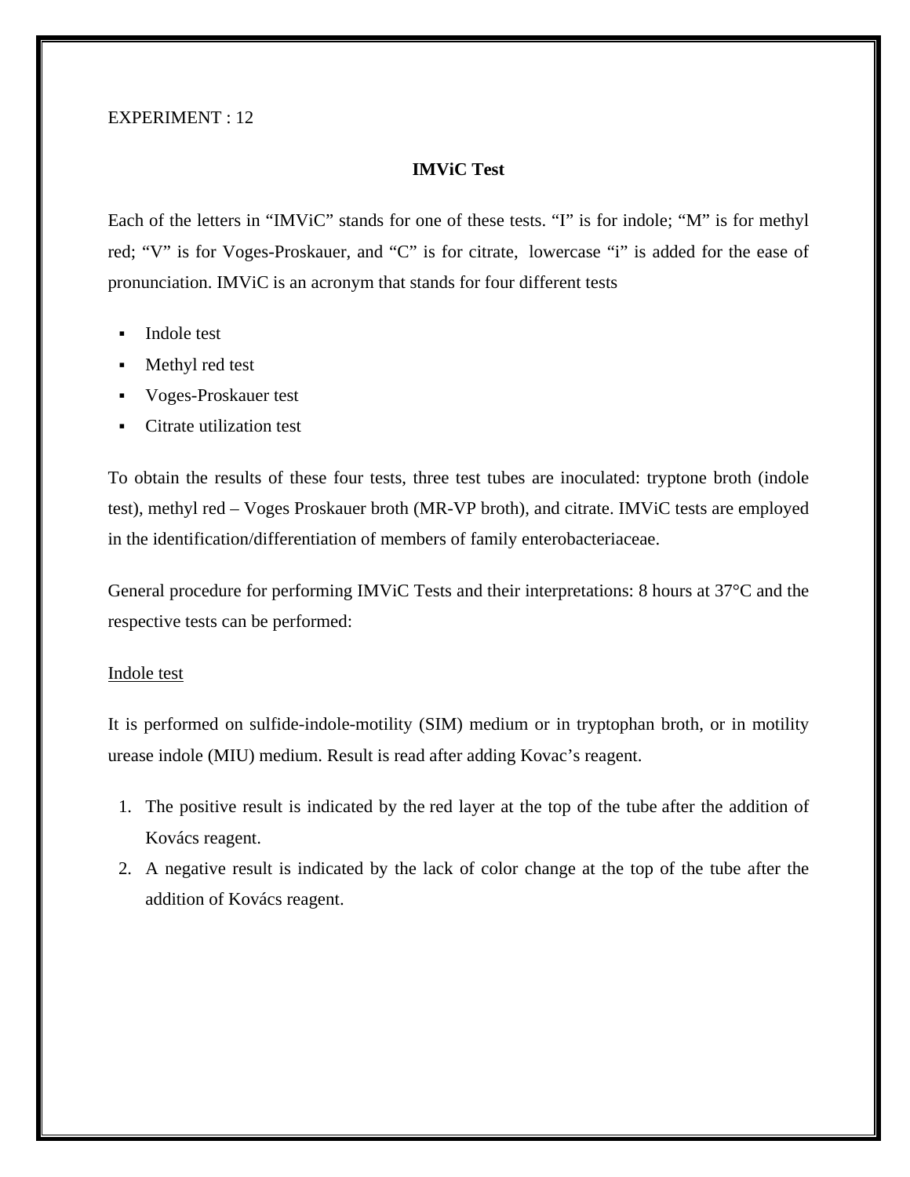EXPERIMENT : 12

## IMViC Test

Each of the letters in "IMViC" stands for one of these tests. "I" is for indole; "M" is for methyl red; "V" is for Voges-Proskauer, and "C" is for citrate,  lowercase "i" is added for the ease of pronunciation. IMViC is an acronym that stands for four different tests

- Indole test
- Methyl red test
- Voges-Proskauer test
- Citrate utilization test

To obtain the results of these four tests, three test tubes are inoculated: tryptone broth (indole test), methyl red – Voges Proskauer broth (MR-VP broth), and citrate. IMViC tests are employed in the identification/differentiation of members of family enterobacteriaceae.

General procedure for performing IMViC Tests and their interpretations: 8 hours at 37°C and the respective tests can be performed:

<u>Indole test</u>

It is performed on sulfide-indole-motility (SIM) medium or in tryptophan broth, or in motility urease indole (MIU) medium. Result is read after adding Kovac's reagent.

1. The positive result is indicated by the red layer at the top of the tube after the addition of Kovács reagent.
2. A negative result is indicated by the lack of color change at the top of the tube after the addition of Kovács reagent.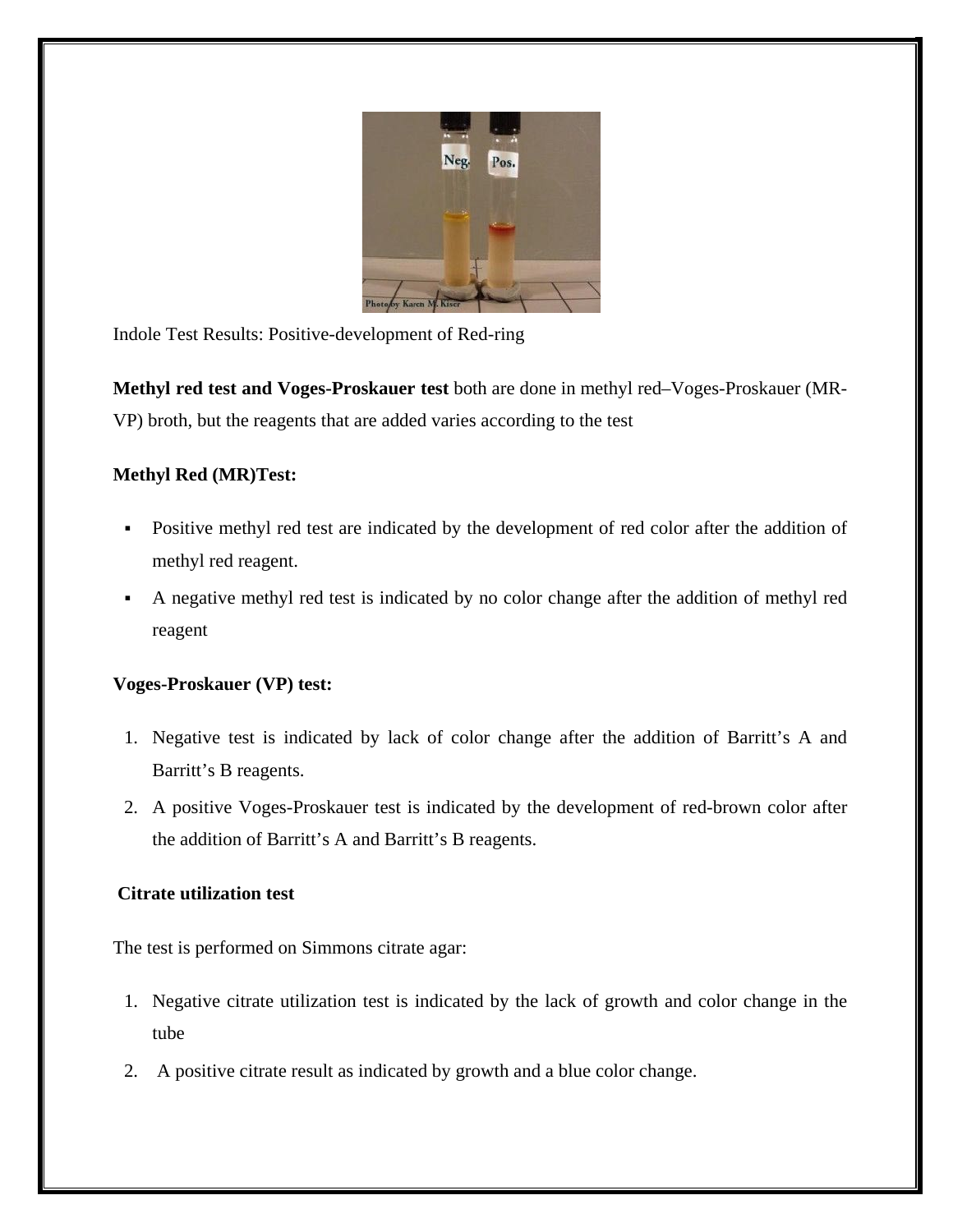Indole Test Results: Positive-development of Red-ring

**Methyl red test and Voges-Proskauer test** both are done in methyl red–Voges-Proskauer (MR-VP) broth, but the reagents that are added varies according to the test

**Methyl Red (MR)Test:**

- Positive methyl red test are indicated by the development of red color after the addition of methyl red reagent.
- A negative methyl red test is indicated by no color change after the addition of methyl red reagent

**Voges-Proskauer (VP) test:**

1. Negative test is indicated by lack of color change after the addition of Barritt's A and Barritt's B reagents.
2. A positive Voges-Proskauer test is indicated by the development of red-brown color after the addition of Barritt's A and Barritt's B reagents.

**Citrate utilization test**

The test is performed on Simmons citrate agar:

1. Negative citrate utilization test is indicated by the lack of growth and color change in the tube
2. A positive citrate result as indicated by growth and a blue color change.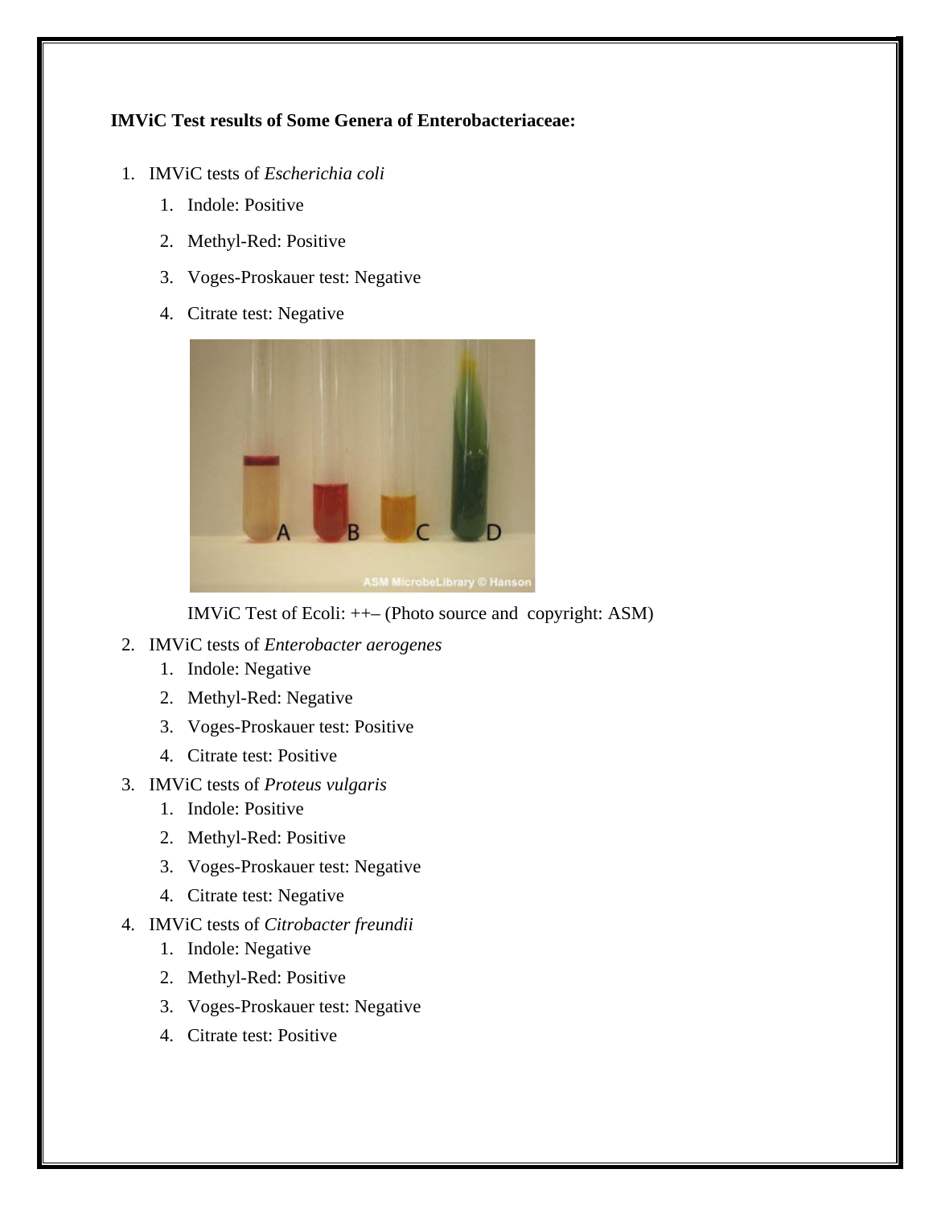**IMViC Test results of Some Genera of Enterobacteriaceae:**

1. IMViC tests of *Escherichia coli*
    1. Indole: Positive
    2. Methyl-Red: Positive
    3. Voges-Proskauer test: Negative
    4. Citrate test: Negative

    IMViC Test of Ecoli: ++– (Photo source and copyright: ASM)

2. IMViC tests of *Enterobacter aerogenes*
    1. Indole: Negative
    2. Methyl-Red: Negative
    3. Voges-Proskauer test: Positive
    4. Citrate test: Positive
3. IMViC tests of *Proteus vulgaris*
    1. Indole: Positive
    2. Methyl-Red: Positive
    3. Voges-Proskauer test: Negative
    4. Citrate test: Negative
4. IMViC tests of *Citrobacter freundii*
    1. Indole: Negative
    2. Methyl-Red: Positive
    3. Voges-Proskauer test: Negative
    4. Citrate test: Positive